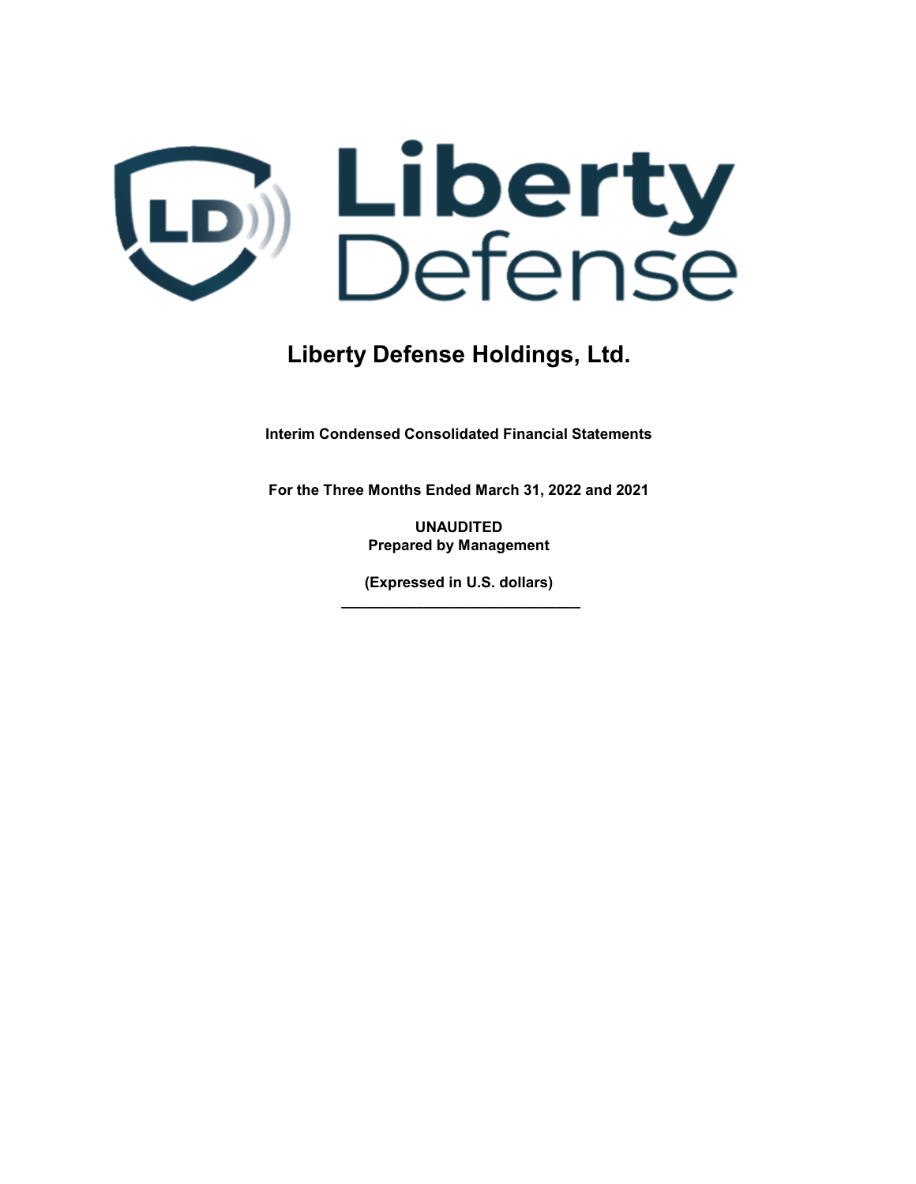# Liberty Defense Holdings, Ltd.

**Interim Condensed Consolidated Financial Statements**

**For the Three Months Ended March 31, 2022 and 2021**

**UNAUDITED**
**Prepared by Management**

**(Expressed in U.S. dollars)**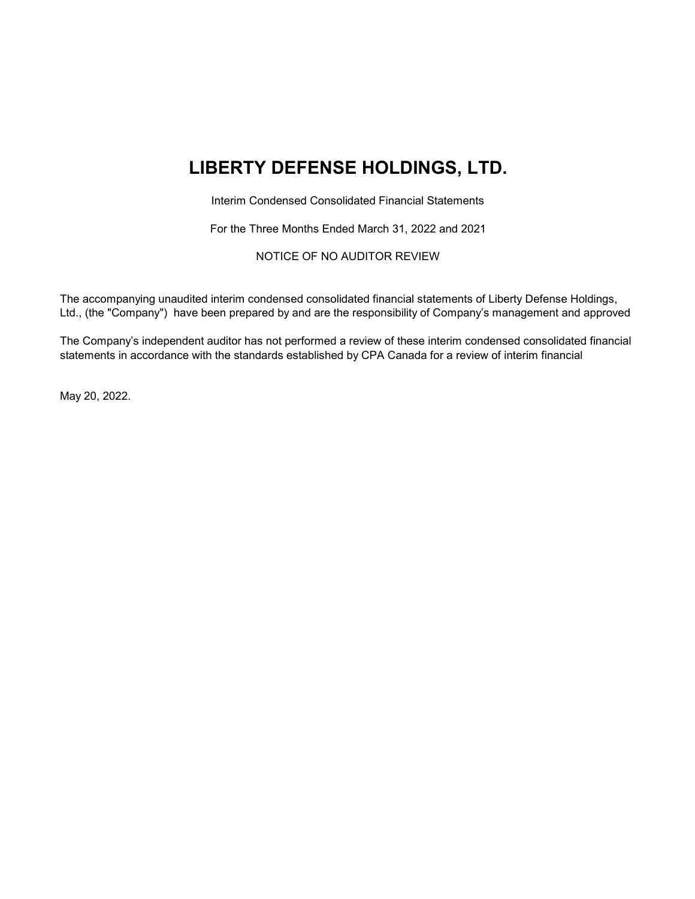# LIBERTY DEFENSE HOLDINGS, LTD.

Interim Condensed Consolidated Financial Statements

For the Three Months Ended March 31, 2022 and 2021

NOTICE OF NO AUDITOR REVIEW

The accompanying unaudited interim condensed consolidated financial statements of Liberty Defense Holdings, Ltd., (the "Company") have been prepared by and are the responsibility of Company's management and approved

The Company's independent auditor has not performed a review of these interim condensed consolidated financial statements in accordance with the standards established by CPA Canada for a review of interim financial

May 20, 2022.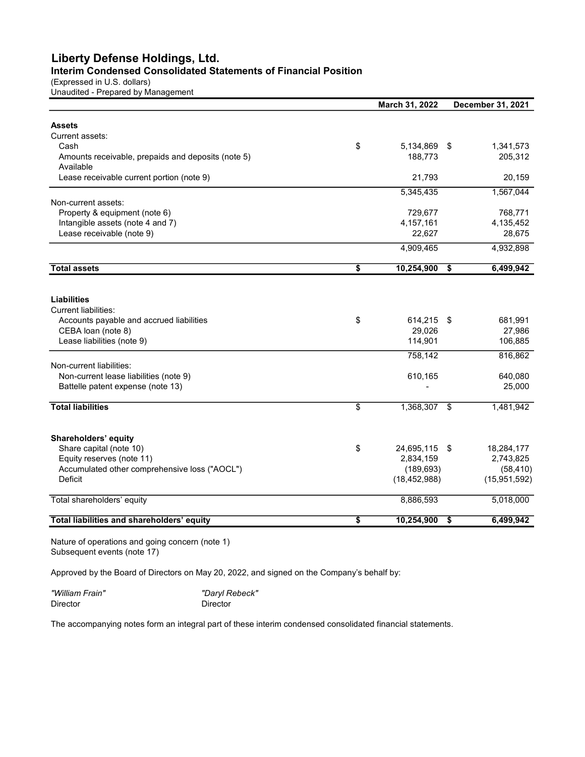# Liberty Defense Holdings, Ltd.

## Interim Condensed Consolidated Statements of Financial Position

(Expressed in U.S. dollars)
Unaudited - Prepared by Management

| | March 31, 2022 | December 31, 2021 |
|---|---|---|
| **Assets** | | |
| Current assets: | | |
| Cash | $ 5,134,869 | $ 1,341,573 |
| Amounts receivable, prepaids and deposits (note 5) | 188,773 | 205,312 |
| Available | | |
| Lease receivable current portion (note 9) | 21,793 | 20,159 |
| | 5,345,435 | 1,567,044 |
| Non-current assets: | | |
| Property & equipment (note 6) | 729,677 | 768,771 |
| Intangible assets (note 4 and 7) | 4,157,161 | 4,135,452 |
| Lease receivable (note 9) | 22,627 | 28,675 |
| | 4,909,465 | 4,932,898 |
| **Total assets** | **$ 10,254,900** | **$ 6,499,942** |
| | | |
| **Liabilities** | | |
| Current liabilities: | | |
| Accounts payable and accrued liabilities | $ 614,215 | $ 681,991 |
| CEBA loan (note 8) | 29,026 | 27,986 |
| Lease liabilities (note 9) | 114,901 | 106,885 |
| | 758,142 | 816,862 |
| Non-current liabilities: | | |
| Non-current lease liabilities (note 9) | 610,165 | 640,080 |
| Battelle patent expense (note 13) | - | 25,000 |
| **Total liabilities** | $ 1,368,307 | $ 1,481,942 |
| | | |
| **Shareholders' equity** | | |
| Share capital (note 10) | $ 24,695,115 | $ 18,284,177 |
| Equity reserves (note 11) | 2,834,159 | 2,743,825 |
| Accumulated other comprehensive loss ("AOCL") | (189,693) | (58,410) |
| Deficit | (18,452,988) | (15,951,592) |
| Total shareholders' equity | 8,886,593 | 5,018,000 |
| **Total liabilities and shareholders' equity** | **$ 10,254,900** | **$ 6,499,942** |

Nature of operations and going concern (note 1)
Subsequent events (note 17)

Approved by the Board of Directors on May 20, 2022, and signed on the Company's behalf by:

| *"William Frain"* | *"Daryl Rebeck"* |
|---|---|
| Director | Director |

The accompanying notes form an integral part of these interim condensed consolidated financial statements.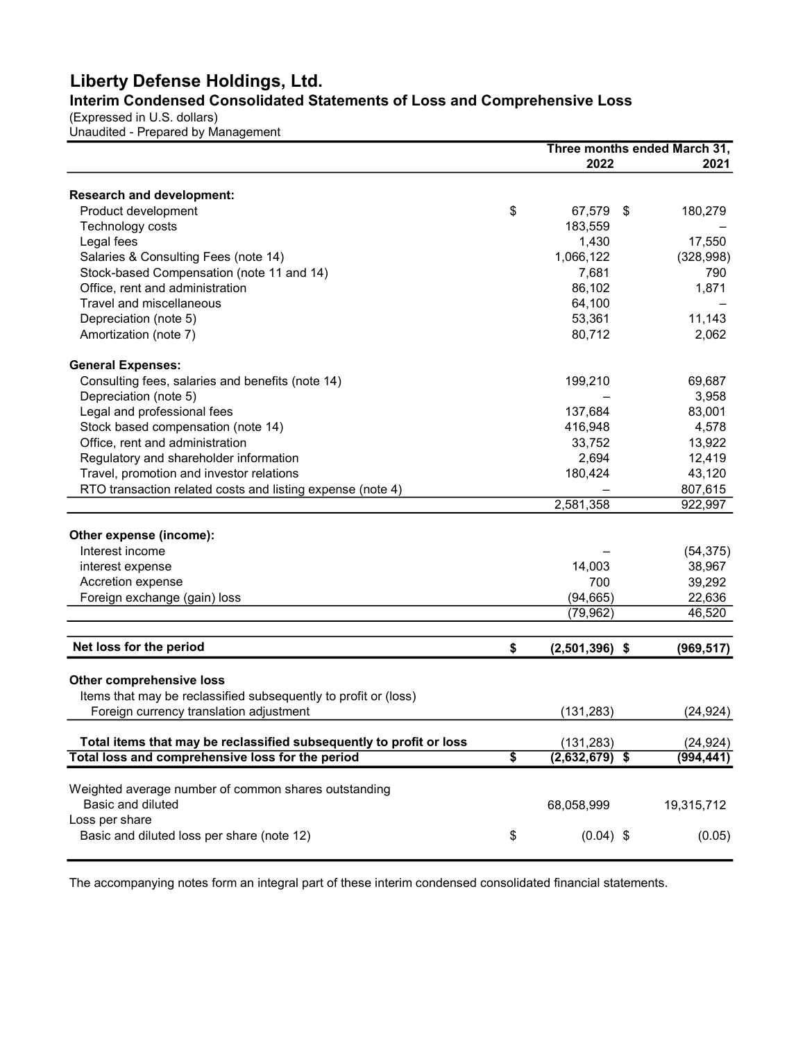# Liberty Defense Holdings, Ltd.

## Interim Condensed Consolidated Statements of Loss and Comprehensive Loss

(Expressed in U.S. dollars)
Unaudited - Prepared by Management

| | Three months ended March 31, 2022 | 2021 |
|---|---|---|
| **Research and development:** | | |
| Product development | $ 67,579 | $ 180,279 |
| Technology costs | 183,559 | – |
| Legal fees | 1,430 | 17,550 |
| Salaries & Consulting Fees (note 14) | 1,066,122 | (328,998) |
| Stock-based Compensation (note 11 and 14) | 7,681 | 790 |
| Office, rent and administration | 86,102 | 1,871 |
| Travel and miscellaneous | 64,100 | – |
| Depreciation (note 5) | 53,361 | 11,143 |
| Amortization (note 7) | 80,712 | 2,062 |
| **General Expenses:** | | |
| Consulting fees, salaries and benefits (note 14) | 199,210 | 69,687 |
| Depreciation (note 5) | – | 3,958 |
| Legal and professional fees | 137,684 | 83,001 |
| Stock based compensation (note 14) | 416,948 | 4,578 |
| Office, rent and administration | 33,752 | 13,922 |
| Regulatory and shareholder information | 2,694 | 12,419 |
| Travel, promotion and investor relations | 180,424 | 43,120 |
| RTO transaction related costs and listing expense (note 4) | – | 807,615 |
| | 2,581,358 | 922,997 |
| **Other expense (income):** | | |
| Interest income | – | (54,375) |
| interest expense | 14,003 | 38,967 |
| Accretion expense | 700 | 39,292 |
| Foreign exchange (gain) loss | (94,665) | 22,636 |
| | (79,962) | 46,520 |
| **Net loss for the period** | **$ (2,501,396)** | **$ (969,517)** |
| **Other comprehensive loss** | | |
| Items that may be reclassified subsequently to profit or (loss) | | |
| Foreign currency translation adjustment | (131,283) | (24,924) |
| **Total items that may be reclassified subsequently to profit or loss** | (131,283) | (24,924) |
| **Total loss and comprehensive loss for the period** | **$ (2,632,679)** | **$ (994,441)** |
| Weighted average number of common shares outstanding | | |
| Basic and diluted | 68,058,999 | 19,315,712 |
| Loss per share | | |
| Basic and diluted loss per share (note 12) | $ (0.04) | $ (0.05) |

The accompanying notes form an integral part of these interim condensed consolidated financial statements.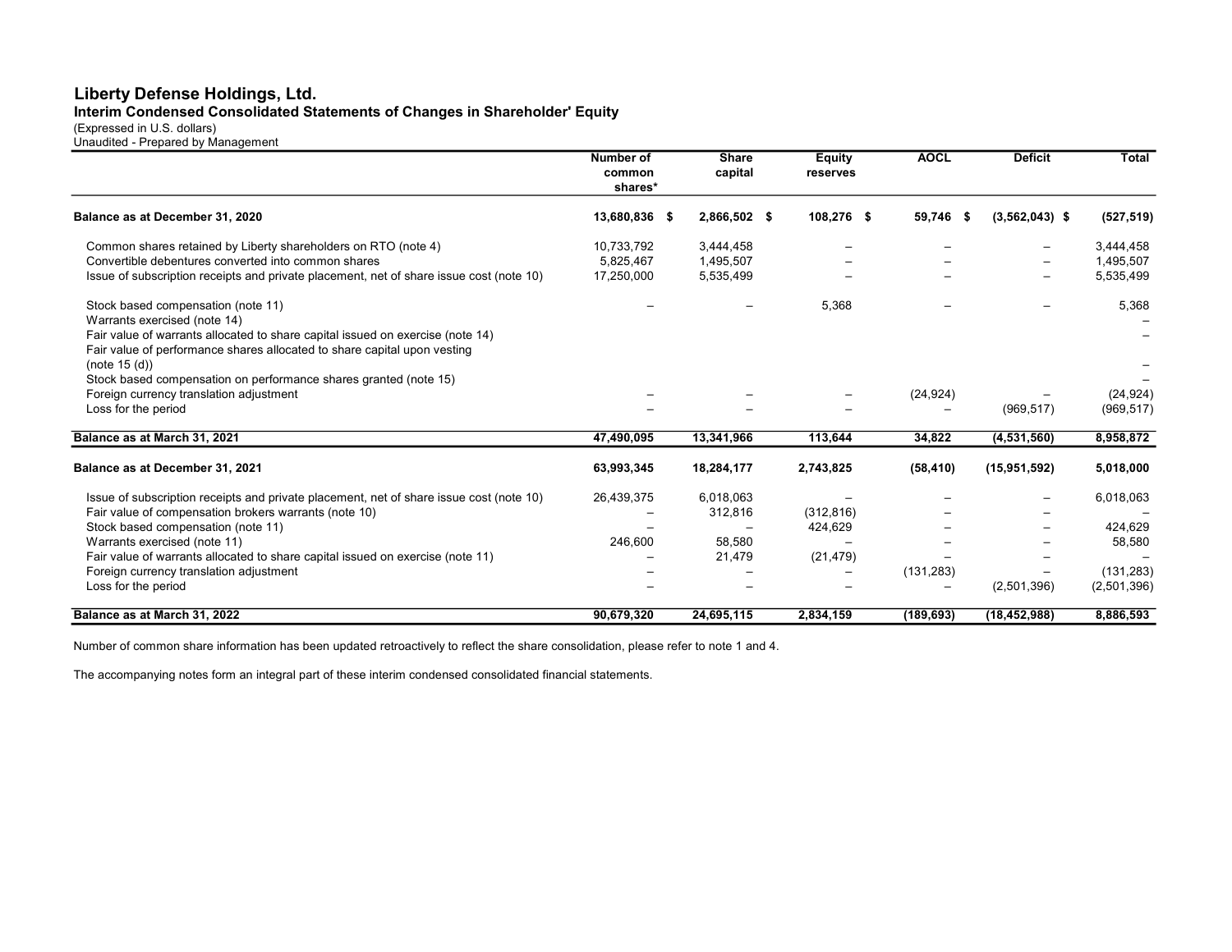**Liberty Defense Holdings, Ltd.**
**Interim Condensed Consolidated Statements of Changes in Shareholder' Equity**
(Expressed in U.S. dollars)
Unaudited - Prepared by Management

| | Number of common shares* | Share capital | Equity reserves | AOCL | Deficit | Total |
|---|---|---|---|---|---|---|
| **Balance as at December 31, 2020** | **13,680,836** | **$ 2,866,502** | **$ 108,276** | **$ 59,746** | **$ (3,562,043)** | **$ (527,519)** |
| Common shares retained by Liberty shareholders on RTO (note 4) | 10,733,792 | 3,444,458 | – | – | – | 3,444,458 |
| Convertible debentures converted into common shares | 5,825,467 | 1,495,507 | – | – | – | 1,495,507 |
| Issue of subscription receipts and private placement, net of share issue cost (note 10) | 17,250,000 | 5,535,499 | – | – | – | 5,535,499 |
| Stock based compensation (note 11) | – | – | 5,368 | – | – | 5,368 |
| Warrants exercised (note 14) | | | | | | – |
| Fair value of warrants allocated to share capital issued on exercise (note 14) | | | | | | – |
| Fair value of performance shares allocated to share capital upon vesting (note 15 (d)) | | | | | | – |
| Stock based compensation on performance shares granted (note 15) | | | | | | – |
| Foreign currency translation adjustment | – | – | – | (24,924) | – | (24,924) |
| Loss for the period | – | – | – | – | (969,517) | (969,517) |
| **Balance as at March 31, 2021** | **47,490,095** | **13,341,966** | **113,644** | **34,822** | **(4,531,560)** | **8,958,872** |
| **Balance as at December 31, 2021** | **63,993,345** | **18,284,177** | **2,743,825** | **(58,410)** | **(15,951,592)** | **5,018,000** |
| Issue of subscription receipts and private placement, net of share issue cost (note 10) | 26,439,375 | 6,018,063 | – | – | – | 6,018,063 |
| Fair value of compensation brokers warrants (note 10) | – | 312,816 | (312,816) | – | – | – |
| Stock based compensation (note 11) | – | – | 424,629 | – | – | 424,629 |
| Warrants exercised (note 11) | 246,600 | 58,580 | – | – | – | 58,580 |
| Fair value of warrants allocated to share capital issued on exercise (note 11) | – | 21,479 | (21,479) | – | – | – |
| Foreign currency translation adjustment | – | – | – | (131,283) | – | (131,283) |
| Loss for the period | – | – | – | – | (2,501,396) | (2,501,396) |
| **Balance as at March 31, 2022** | **90,679,320** | **24,695,115** | **2,834,159** | **(189,693)** | **(18,452,988)** | **8,886,593** |

Number of common share information has been updated retroactively to reflect the share consolidation, please refer to note 1 and 4.

The accompanying notes form an integral part of these interim condensed consolidated financial statements.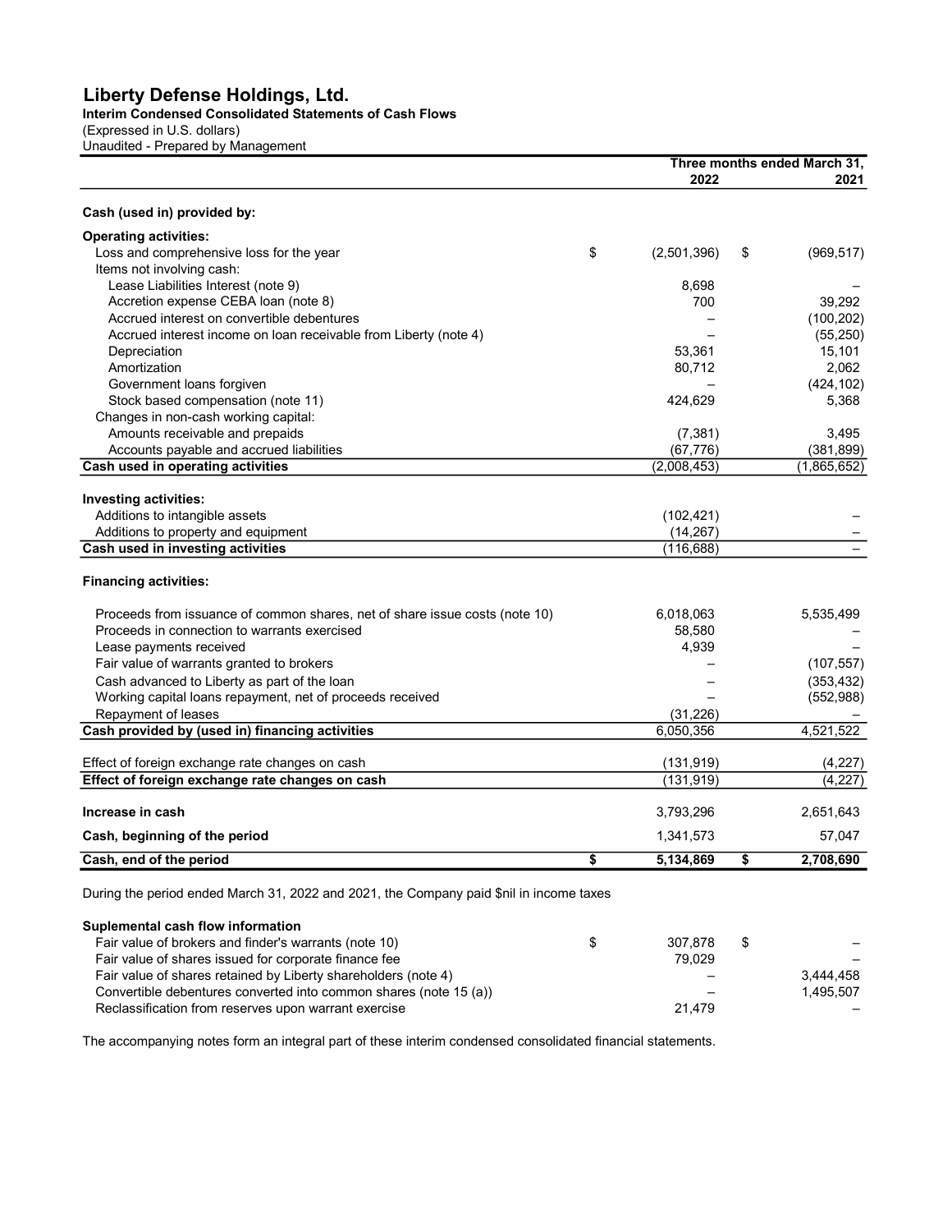# Liberty Defense Holdings, Ltd.

**Interim Condensed Consolidated Statements of Cash Flows**

(Expressed in U.S. dollars)

Unaudited - Prepared by Management

| | Three months ended March 31, 2022 | 2021 |
|---|---|---|
| **Cash (used in) provided by:** | | |
| **Operating activities:** | | |
| Loss and comprehensive loss for the year | $ (2,501,396) | $ (969,517) |
| Items not involving cash: | | |
| Lease Liabilities Interest (note 9) | 8,698 | – |
| Accretion expense CEBA loan (note 8) | 700 | 39,292 |
| Accrued interest on convertible debentures | – | (100,202) |
| Accrued interest income on loan receivable from Liberty (note 4) | – | (55,250) |
| Depreciation | 53,361 | 15,101 |
| Amortization | 80,712 | 2,062 |
| Government loans forgiven | – | (424,102) |
| Stock based compensation (note 11) | 424,629 | 5,368 |
| Changes in non-cash working capital: | | |
| Amounts receivable and prepaids | (7,381) | 3,495 |
| Accounts payable and accrued liabilities | (67,776) | (381,899) |
| **Cash used in operating activities** | (2,008,453) | (1,865,652) |
| **Investing activities:** | | |
| Additions to intangible assets | (102,421) | – |
| Additions to property and equipment | (14,267) | – |
| **Cash used in investing activities** | (116,688) | – |
| **Financing activities:** | | |
| Proceeds from issuance of common shares, net of share issue costs (note 10) | 6,018,063 | 5,535,499 |
| Proceeds in connection to warrants exercised | 58,580 | – |
| Lease payments received | 4,939 | – |
| Fair value of warrants granted to brokers | – | (107,557) |
| Cash advanced to Liberty as part of the loan | – | (353,432) |
| Working capital loans repayment, net of proceeds received | – | (552,988) |
| Repayment of leases | (31,226) | – |
| **Cash provided by (used in) financing activities** | 6,050,356 | 4,521,522 |
| Effect of foreign exchange rate changes on cash | (131,919) | (4,227) |
| **Effect of foreign exchange rate changes on cash** | (131,919) | (4,227) |
| **Increase in cash** | 3,793,296 | 2,651,643 |
| **Cash, beginning of the period** | 1,341,573 | 57,047 |
| **Cash, end of the period** | **$ 5,134,869** | **$ 2,708,690** |

During the period ended March 31, 2022 and 2021, the Company paid $nil in income taxes

| **Suplemental cash flow information** | | |
|---|---|---|
| Fair value of brokers and finder's warrants (note 10) | $ 307,878 | $ – |
| Fair value of shares issued for corporate finance fee | 79,029 | – |
| Fair value of shares retained by Liberty shareholders (note 4) | – | 3,444,458 |
| Convertible debentures converted into common shares (note 15 (a)) | – | 1,495,507 |
| Reclassification from reserves upon warrant exercise | 21,479 | – |

The accompanying notes form an integral part of these interim condensed consolidated financial statements.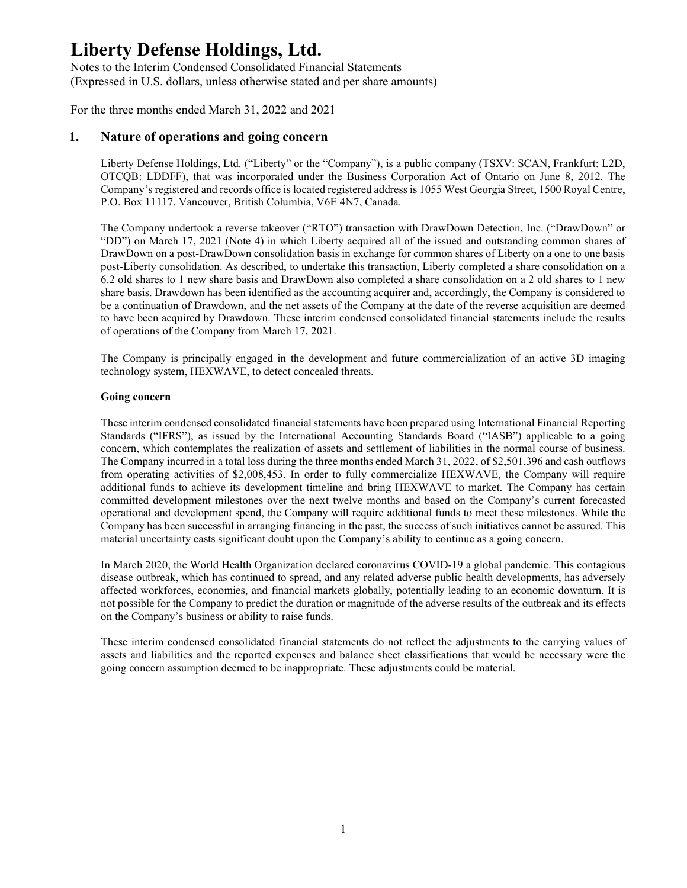# Liberty Defense Holdings, Ltd.

Notes to the Interim Condensed Consolidated Financial Statements
(Expressed in U.S. dollars, unless otherwise stated and per share amounts)

For the three months ended March 31, 2022 and 2021

## 1. Nature of operations and going concern

Liberty Defense Holdings, Ltd. ("Liberty" or the "Company"), is a public company (TSXV: SCAN, Frankfurt: L2D, OTCQB: LDDFF), that was incorporated under the Business Corporation Act of Ontario on June 8, 2012. The Company's registered and records office is located registered address is 1055 West Georgia Street, 1500 Royal Centre, P.O. Box 11117. Vancouver, British Columbia, V6E 4N7, Canada.

The Company undertook a reverse takeover ("RTO") transaction with DrawDown Detection, Inc. ("DrawDown" or "DD") on March 17, 2021 (Note 4) in which Liberty acquired all of the issued and outstanding common shares of DrawDown on a post-DrawDown consolidation basis in exchange for common shares of Liberty on a one to one basis post-Liberty consolidation. As described, to undertake this transaction, Liberty completed a share consolidation on a 6.2 old shares to 1 new share basis and DrawDown also completed a share consolidation on a 2 old shares to 1 new share basis. Drawdown has been identified as the accounting acquirer and, accordingly, the Company is considered to be a continuation of Drawdown, and the net assets of the Company at the date of the reverse acquisition are deemed to have been acquired by Drawdown. These interim condensed consolidated financial statements include the results of operations of the Company from March 17, 2021.

The Company is principally engaged in the development and future commercialization of an active 3D imaging technology system, HEXWAVE, to detect concealed threats.

**Going concern**

These interim condensed consolidated financial statements have been prepared using International Financial Reporting Standards ("IFRS"), as issued by the International Accounting Standards Board ("IASB") applicable to a going concern, which contemplates the realization of assets and settlement of liabilities in the normal course of business. The Company incurred in a total loss during the three months ended March 31, 2022, of $2,501,396 and cash outflows from operating activities of $2,008,453. In order to fully commercialize HEXWAVE, the Company will require additional funds to achieve its development timeline and bring HEXWAVE to market. The Company has certain committed development milestones over the next twelve months and based on the Company's current forecasted operational and development spend, the Company will require additional funds to meet these milestones. While the Company has been successful in arranging financing in the past, the success of such initiatives cannot be assured. This material uncertainty casts significant doubt upon the Company's ability to continue as a going concern.

In March 2020, the World Health Organization declared coronavirus COVID-19 a global pandemic. This contagious disease outbreak, which has continued to spread, and any related adverse public health developments, has adversely affected workforces, economies, and financial markets globally, potentially leading to an economic downturn. It is not possible for the Company to predict the duration or magnitude of the adverse results of the outbreak and its effects on the Company's business or ability to raise funds.

These interim condensed consolidated financial statements do not reflect the adjustments to the carrying values of assets and liabilities and the reported expenses and balance sheet classifications that would be necessary were the going concern assumption deemed to be inappropriate. These adjustments could be material.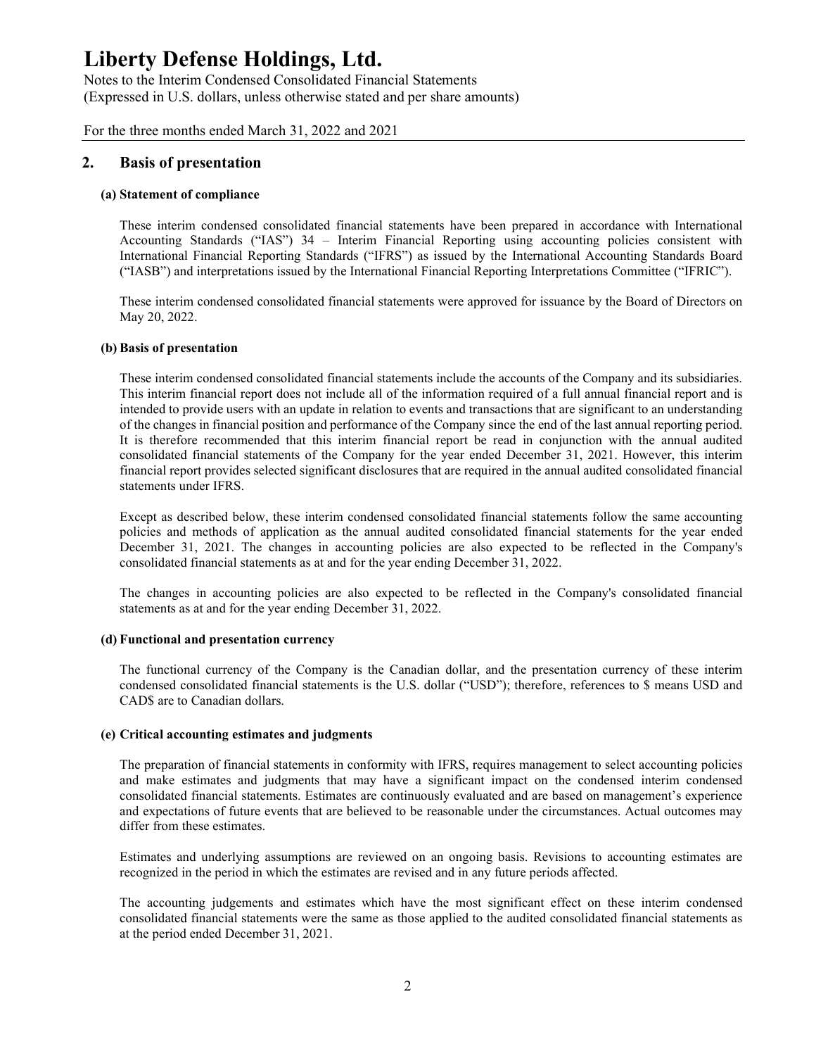## 2. Basis of presentation

### (a) Statement of compliance

These interim condensed consolidated financial statements have been prepared in accordance with International Accounting Standards ("IAS") 34 – Interim Financial Reporting using accounting policies consistent with International Financial Reporting Standards ("IFRS") as issued by the International Accounting Standards Board ("IASB") and interpretations issued by the International Financial Reporting Interpretations Committee ("IFRIC").

These interim condensed consolidated financial statements were approved for issuance by the Board of Directors on May 20, 2022.

### (b) Basis of presentation

These interim condensed consolidated financial statements include the accounts of the Company and its subsidiaries. This interim financial report does not include all of the information required of a full annual financial report and is intended to provide users with an update in relation to events and transactions that are significant to an understanding of the changes in financial position and performance of the Company since the end of the last annual reporting period. It is therefore recommended that this interim financial report be read in conjunction with the annual audited consolidated financial statements of the Company for the year ended December 31, 2021. However, this interim financial report provides selected significant disclosures that are required in the annual audited consolidated financial statements under IFRS.

Except as described below, these interim condensed consolidated financial statements follow the same accounting policies and methods of application as the annual audited consolidated financial statements for the year ended December 31, 2021. The changes in accounting policies are also expected to be reflected in the Company's consolidated financial statements as at and for the year ending December 31, 2022.

The changes in accounting policies are also expected to be reflected in the Company's consolidated financial statements as at and for the year ending December 31, 2022.

### (d) Functional and presentation currency

The functional currency of the Company is the Canadian dollar, and the presentation currency of these interim condensed consolidated financial statements is the U.S. dollar ("USD"); therefore, references to $ means USD and CAD$ are to Canadian dollars.

### (e) Critical accounting estimates and judgments

The preparation of financial statements in conformity with IFRS, requires management to select accounting policies and make estimates and judgments that may have a significant impact on the condensed interim condensed consolidated financial statements. Estimates are continuously evaluated and are based on management's experience and expectations of future events that are believed to be reasonable under the circumstances. Actual outcomes may differ from these estimates.

Estimates and underlying assumptions are reviewed on an ongoing basis. Revisions to accounting estimates are recognized in the period in which the estimates are revised and in any future periods affected.

The accounting judgements and estimates which have the most significant effect on these interim condensed consolidated financial statements were the same as those applied to the audited consolidated financial statements as at the period ended December 31, 2021.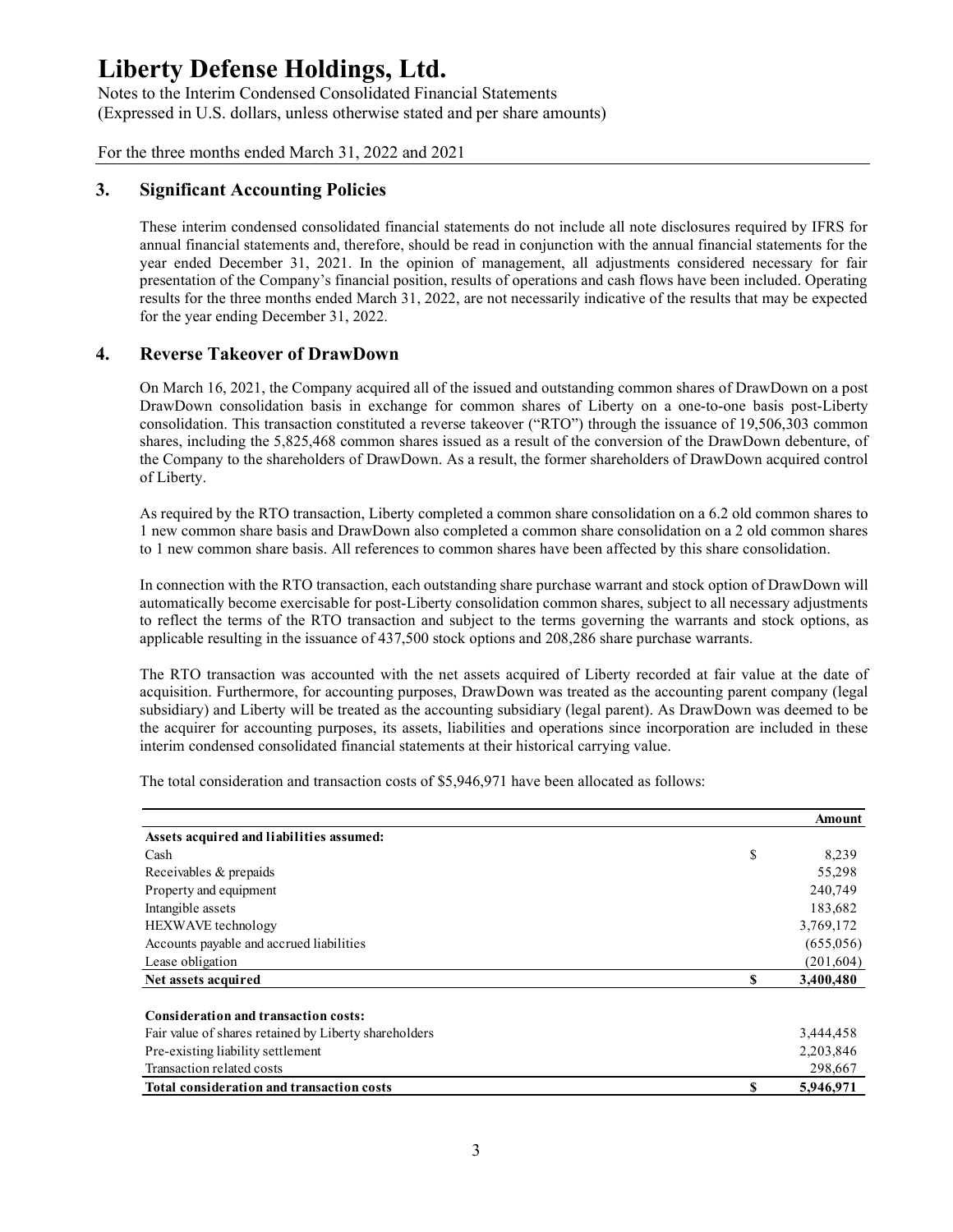# Liberty Defense Holdings, Ltd.

Notes to the Interim Condensed Consolidated Financial Statements
(Expressed in U.S. dollars, unless otherwise stated and per share amounts)

For the three months ended March 31, 2022 and 2021

## 3. Significant Accounting Policies

These interim condensed consolidated financial statements do not include all note disclosures required by IFRS for annual financial statements and, therefore, should be read in conjunction with the annual financial statements for the year ended December 31, 2021. In the opinion of management, all adjustments considered necessary for fair presentation of the Company's financial position, results of operations and cash flows have been included. Operating results for the three months ended March 31, 2022, are not necessarily indicative of the results that may be expected for the year ending December 31, 2022.

## 4. Reverse Takeover of DrawDown

On March 16, 2021, the Company acquired all of the issued and outstanding common shares of DrawDown on a post DrawDown consolidation basis in exchange for common shares of Liberty on a one-to-one basis post-Liberty consolidation. This transaction constituted a reverse takeover ("RTO") through the issuance of 19,506,303 common shares, including the 5,825,468 common shares issued as a result of the conversion of the DrawDown debenture, of the Company to the shareholders of DrawDown. As a result, the former shareholders of DrawDown acquired control of Liberty.

As required by the RTO transaction, Liberty completed a common share consolidation on a 6.2 old common shares to 1 new common share basis and DrawDown also completed a common share consolidation on a 2 old common shares to 1 new common share basis. All references to common shares have been affected by this share consolidation.

In connection with the RTO transaction, each outstanding share purchase warrant and stock option of DrawDown will automatically become exercisable for post-Liberty consolidation common shares, subject to all necessary adjustments to reflect the terms of the RTO transaction and subject to the terms governing the warrants and stock options, as applicable resulting in the issuance of 437,500 stock options and 208,286 share purchase warrants.

The RTO transaction was accounted with the net assets acquired of Liberty recorded at fair value at the date of acquisition. Furthermore, for accounting purposes, DrawDown was treated as the accounting parent company (legal subsidiary) and Liberty will be treated as the accounting subsidiary (legal parent). As DrawDown was deemed to be the acquirer for accounting purposes, its assets, liabilities and operations since incorporation are included in these interim condensed consolidated financial statements at their historical carrying value.

The total consideration and transaction costs of $5,946,971 have been allocated as follows:

| | | Amount |
|---|---|---|
| **Assets acquired and liabilities assumed:** | | |
| Cash | $ | 8,239 |
| Receivables & prepaids | | 55,298 |
| Property and equipment | | 240,749 |
| Intangible assets | | 183,682 |
| HEXWAVE technology | | 3,769,172 |
| Accounts payable and accrued liabilities | | (655,056) |
| Lease obligation | | (201,604) |
| **Net assets acquired** | **$** | **3,400,480** |
| | | |
| **Consideration and transaction costs:** | | |
| Fair value of shares retained by Liberty shareholders | | 3,444,458 |
| Pre-existing liability settlement | | 2,203,846 |
| Transaction related costs | | 298,667 |
| **Total consideration and transaction costs** | **$** | **5,946,971** |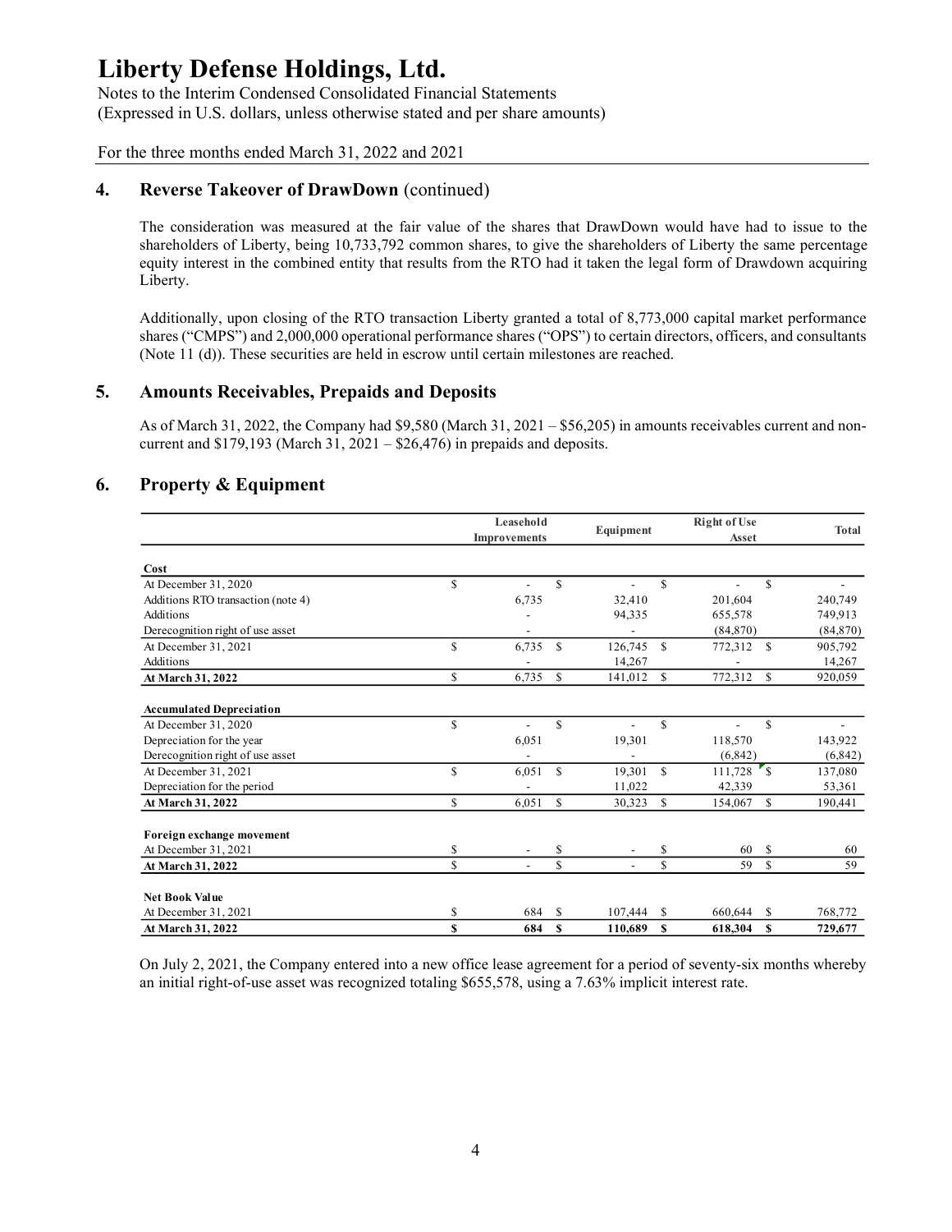# Liberty Defense Holdings, Ltd.

Notes to the Interim Condensed Consolidated Financial Statements
(Expressed in U.S. dollars, unless otherwise stated and per share amounts)

For the three months ended March 31, 2022 and 2021

## 4. Reverse Takeover of DrawDown (continued)

The consideration was measured at the fair value of the shares that DrawDown would have had to issue to the shareholders of Liberty, being 10,733,792 common shares, to give the shareholders of Liberty the same percentage equity interest in the combined entity that results from the RTO had it taken the legal form of Drawdown acquiring Liberty.

Additionally, upon closing of the RTO transaction Liberty granted a total of 8,773,000 capital market performance shares ("CMPS") and 2,000,000 operational performance shares ("OPS") to certain directors, officers, and consultants (Note 11 (d)). These securities are held in escrow until certain milestones are reached.

## 5. Amounts Receivables, Prepaids and Deposits

As of March 31, 2022, the Company had $9,580 (March 31, 2021 – $56,205) in amounts receivables current and non-current and $179,193 (March 31, 2021 – $26,476) in prepaids and deposits.

## 6. Property & Equipment

| | Leasehold Improvements | Equipment | Right of Use Asset | Total |
|---|---|---|---|---|
| **Cost** | | | | |
| At December 31, 2020 | $ - | $ - | $ - | $ - |
| Additions RTO transaction (note 4) | 6,735 | 32,410 | 201,604 | 240,749 |
| Additions | - | 94,335 | 655,578 | 749,913 |
| Derecognition right of use asset | - | - | (84,870) | (84,870) |
| At December 31, 2021 | $ 6,735 | $ 126,745 | $ 772,312 | $ 905,792 |
| Additions | - | 14,267 | - | 14,267 |
| **At March 31, 2022** | $ 6,735 | $ 141,012 | $ 772,312 | $ 920,059 |
| **Accumulated Depreciation** | | | | |
| At December 31, 2020 | $ - | $ - | $ - | $ - |
| Depreciation for the year | 6,051 | 19,301 | 118,570 | 143,922 |
| Derecognition right of use asset | - | - | (6,842) | (6,842) |
| At December 31, 2021 | $ 6,051 | $ 19,301 | $ 111,728 | $ 137,080 |
| Depreciation for the period | - | 11,022 | 42,339 | 53,361 |
| **At March 31, 2022** | $ 6,051 | $ 30,323 | $ 154,067 | $ 190,441 |
| **Foreign exchange movement** | | | | |
| At December 31, 2021 | $ - | $ - | $ 60 | $ 60 |
| **At March 31, 2022** | $ - | $ - | $ 59 | $ 59 |
| **Net Book Value** | | | | |
| At December 31, 2021 | $ 684 | $ 107,444 | $ 660,644 | $ 768,772 |
| **At March 31, 2022** | **$ 684** | **$ 110,689** | **$ 618,304** | **$ 729,677** |

On July 2, 2021, the Company entered into a new office lease agreement for a period of seventy-six months whereby an initial right-of-use asset was recognized totaling $655,578, using a 7.63% implicit interest rate.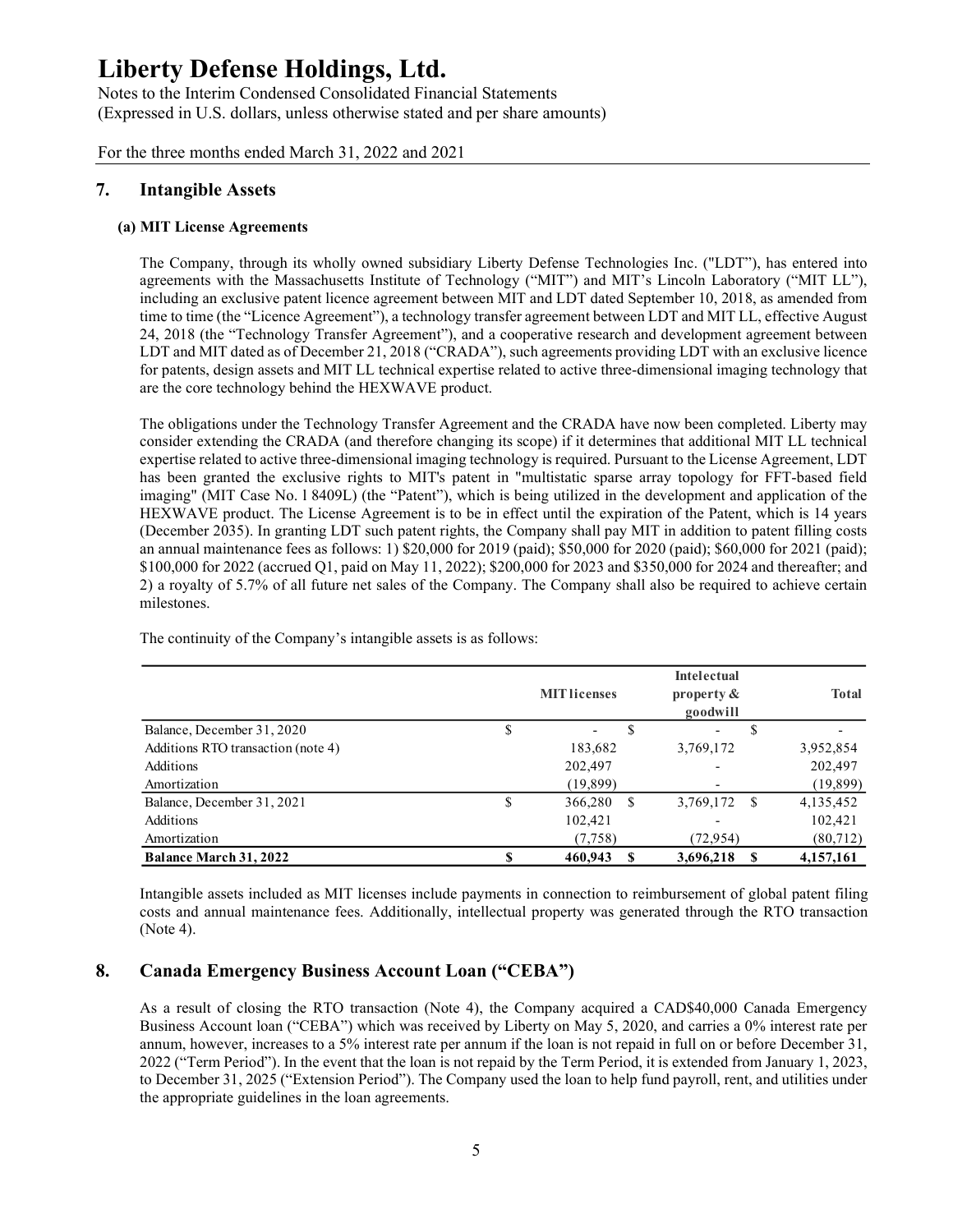# Liberty Defense Holdings, Ltd.

Notes to the Interim Condensed Consolidated Financial Statements
(Expressed in U.S. dollars, unless otherwise stated and per share amounts)

For the three months ended March 31, 2022 and 2021

## 7. Intangible Assets

### (a) MIT License Agreements

The Company, through its wholly owned subsidiary Liberty Defense Technologies Inc. ("LDT"), has entered into agreements with the Massachusetts Institute of Technology ("MIT") and MIT's Lincoln Laboratory ("MIT LL"), including an exclusive patent licence agreement between MIT and LDT dated September 10, 2018, as amended from time to time (the "Licence Agreement"), a technology transfer agreement between LDT and MIT LL, effective August 24, 2018 (the "Technology Transfer Agreement"), and a cooperative research and development agreement between LDT and MIT dated as of December 21, 2018 ("CRADA"), such agreements providing LDT with an exclusive licence for patents, design assets and MIT LL technical expertise related to active three-dimensional imaging technology that are the core technology behind the HEXWAVE product.

The obligations under the Technology Transfer Agreement and the CRADA have now been completed. Liberty may consider extending the CRADA (and therefore changing its scope) if it determines that additional MIT LL technical expertise related to active three-dimensional imaging technology is required. Pursuant to the License Agreement, LDT has been granted the exclusive rights to MIT's patent in "multistatic sparse array topology for FFT-based field imaging" (MIT Case No. l 8409L) (the "Patent"), which is being utilized in the development and application of the HEXWAVE product. The License Agreement is to be in effect until the expiration of the Patent, which is 14 years (December 2035). In granting LDT such patent rights, the Company shall pay MIT in addition to patent filling costs an annual maintenance fees as follows: 1) $20,000 for 2019 (paid); $50,000 for 2020 (paid); $60,000 for 2021 (paid); $100,000 for 2022 (accrued Q1, paid on May 11, 2022); $200,000 for 2023 and $350,000 for 2024 and thereafter; and 2) a royalty of 5.7% of all future net sales of the Company. The Company shall also be required to achieve certain milestones.

The continuity of the Company's intangible assets is as follows:

| | MIT licenses | Intelectual property & goodwill | Total |
|---|---|---|---|
| Balance, December 31, 2020 | $ - | $ - | $ - |
| Additions RTO transaction (note 4) | 183,682 | 3,769,172 | 3,952,854 |
| Additions | 202,497 | - | 202,497 |
| Amortization | (19,899) | - | (19,899) |
| Balance, December 31, 2021 | $ 366,280 | $ 3,769,172 | $ 4,135,452 |
| Additions | 102,421 | - | 102,421 |
| Amortization | (7,758) | (72,954) | (80,712) |
| **Balance March 31, 2022** | **$ 460,943** | **$ 3,696,218** | **$ 4,157,161** |

Intangible assets included as MIT licenses include payments in connection to reimbursement of global patent filing costs and annual maintenance fees. Additionally, intellectual property was generated through the RTO transaction (Note 4).

## 8. Canada Emergency Business Account Loan ("CEBA")

As a result of closing the RTO transaction (Note 4), the Company acquired a CAD$40,000 Canada Emergency Business Account loan ("CEBA") which was received by Liberty on May 5, 2020, and carries a 0% interest rate per annum, however, increases to a 5% interest rate per annum if the loan is not repaid in full on or before December 31, 2022 ("Term Period"). In the event that the loan is not repaid by the Term Period, it is extended from January 1, 2023, to December 31, 2025 ("Extension Period"). The Company used the loan to help fund payroll, rent, and utilities under the appropriate guidelines in the loan agreements.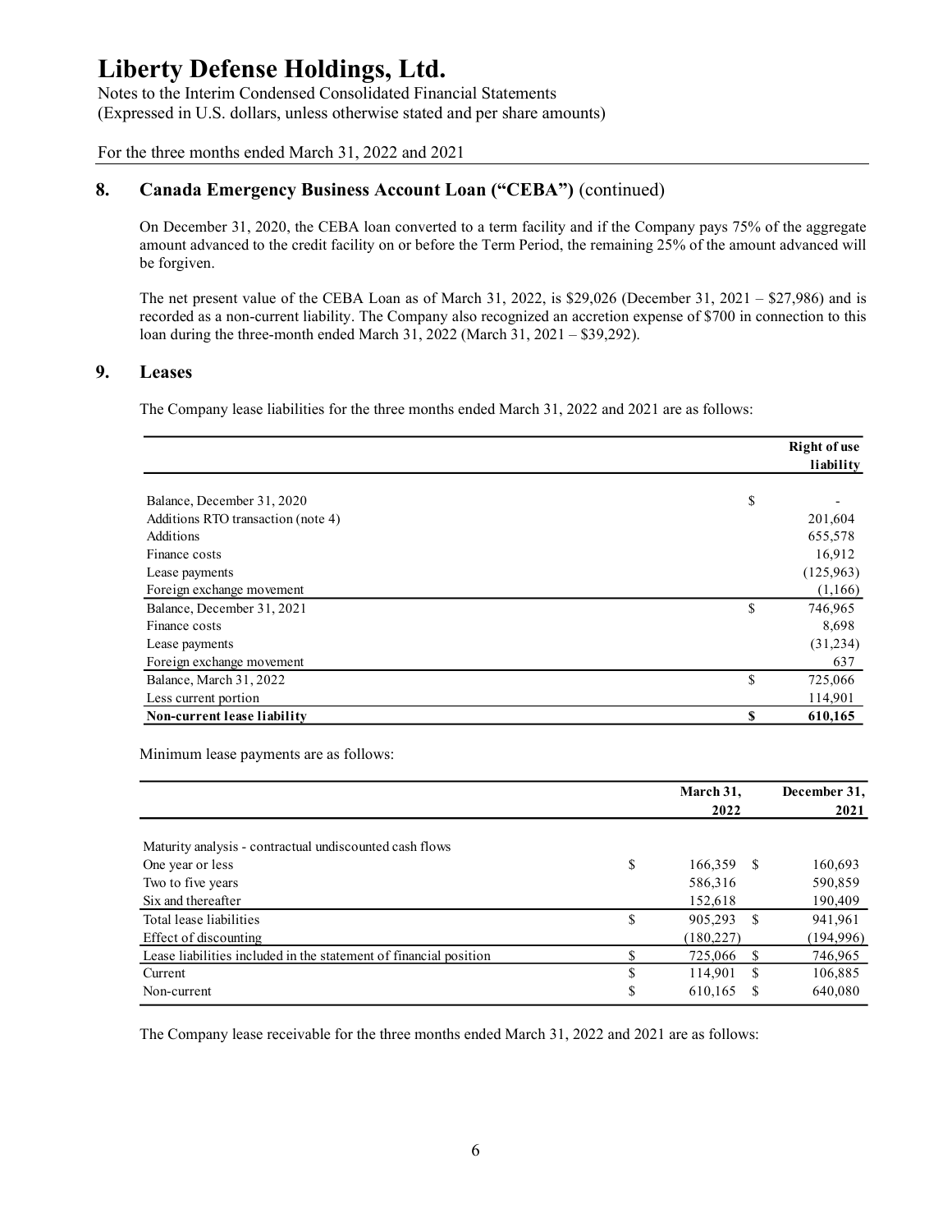## 8. Canada Emergency Business Account Loan ("CEBA") (continued)

On December 31, 2020, the CEBA loan converted to a term facility and if the Company pays 75% of the aggregate amount advanced to the credit facility on or before the Term Period, the remaining 25% of the amount advanced will be forgiven.

The net present value of the CEBA Loan as of March 31, 2022, is $29,026 (December 31, 2021 – $27,986) and is recorded as a non-current liability. The Company also recognized an accretion expense of $700 in connection to this loan during the three-month ended March 31, 2022 (March 31, 2021 – $39,292).

## 9. Leases

The Company lease liabilities for the three months ended March 31, 2022 and 2021 are as follows:

| | | Right of use liability |
|---|---|---|
| Balance, December 31, 2020 | $ | - |
| Additions RTO transaction (note 4) | | 201,604 |
| Additions | | 655,578 |
| Finance costs | | 16,912 |
| Lease payments | | (125,963) |
| Foreign exchange movement | | (1,166) |
| Balance, December 31, 2021 | $ | 746,965 |
| Finance costs | | 8,698 |
| Lease payments | | (31,234) |
| Foreign exchange movement | | 637 |
| Balance, March 31, 2022 | $ | 725,066 |
| Less current portion | | 114,901 |
| **Non-current lease liability** | **$** | **610,165** |

Minimum lease payments are as follows:

| | | March 31, 2022 | | December 31, 2021 |
|---|---|---|---|---|
| Maturity analysis - contractual undiscounted cash flows | | | | |
| One year or less | $ | 166,359 | $ | 160,693 |
| Two to five years | | 586,316 | | 590,859 |
| Six and thereafter | | 152,618 | | 190,409 |
| Total lease liabilities | $ | 905,293 | $ | 941,961 |
| Effect of discounting | | (180,227) | | (194,996) |
| Lease liabilities included in the statement of financial position | $ | 725,066 | $ | 746,965 |
| Current | $ | 114,901 | $ | 106,885 |
| Non-current | $ | 610,165 | $ | 640,080 |

The Company lease receivable for the three months ended March 31, 2022 and 2021 are as follows: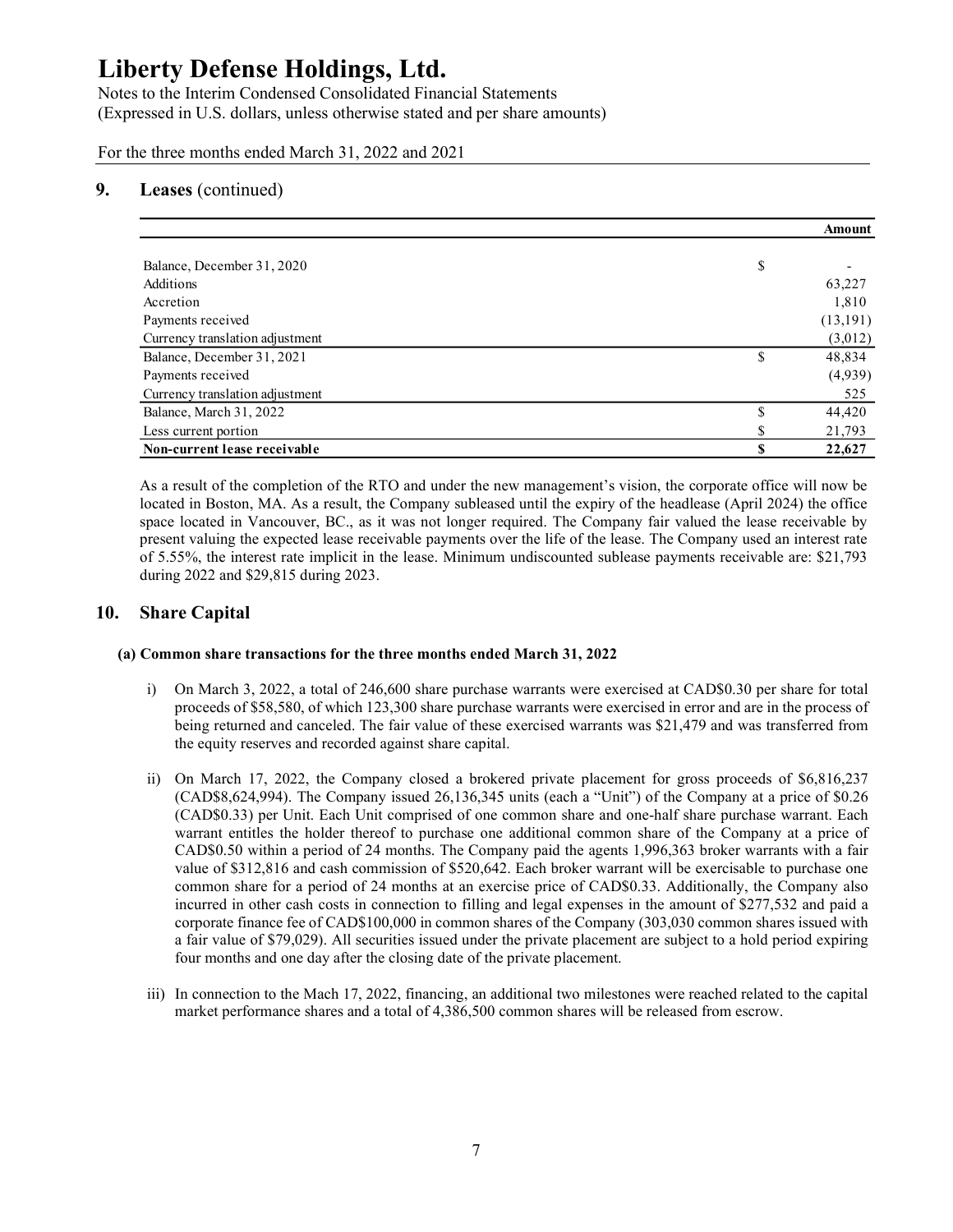# Liberty Defense Holdings, Ltd.

Notes to the Interim Condensed Consolidated Financial Statements
(Expressed in U.S. dollars, unless otherwise stated and per share amounts)

For the three months ended March 31, 2022 and 2021

## 9. Leases (continued)

| | | Amount |
|---|---|---|
| Balance, December 31, 2020 | $ | - |
| Additions | | 63,227 |
| Accretion | | 1,810 |
| Payments received | | (13,191) |
| Currency translation adjustment | | (3,012) |
| Balance, December 31, 2021 | $ | 48,834 |
| Payments received | | (4,939) |
| Currency translation adjustment | | 525 |
| Balance, March 31, 2022 | $ | 44,420 |
| Less current portion | $ | 21,793 |
| **Non-current lease receivable** | **$** | **22,627** |

As a result of the completion of the RTO and under the new management's vision, the corporate office will now be located in Boston, MA. As a result, the Company subleased until the expiry of the headlease (April 2024) the office space located in Vancouver, BC., as it was not longer required. The Company fair valued the lease receivable by present valuing the expected lease receivable payments over the life of the lease. The Company used an interest rate of 5.55%, the interest rate implicit in the lease. Minimum undiscounted sublease payments receivable are: $21,793 during 2022 and $29,815 during 2023.

## 10. Share Capital

### (a) Common share transactions for the three months ended March 31, 2022

i) On March 3, 2022, a total of 246,600 share purchase warrants were exercised at CAD$0.30 per share for total proceeds of $58,580, of which 123,300 share purchase warrants were exercised in error and are in the process of being returned and canceled. The fair value of these exercised warrants was $21,479 and was transferred from the equity reserves and recorded against share capital.

ii) On March 17, 2022, the Company closed a brokered private placement for gross proceeds of $6,816,237 (CAD$8,624,994). The Company issued 26,136,345 units (each a "Unit") of the Company at a price of $0.26 (CAD$0.33) per Unit. Each Unit comprised of one common share and one-half share purchase warrant. Each warrant entitles the holder thereof to purchase one additional common share of the Company at a price of CAD$0.50 within a period of 24 months. The Company paid the agents 1,996,363 broker warrants with a fair value of $312,816 and cash commission of $520,642. Each broker warrant will be exercisable to purchase one common share for a period of 24 months at an exercise price of CAD$0.33. Additionally, the Company also incurred in other cash costs in connection to filling and legal expenses in the amount of $277,532 and paid a corporate finance fee of CAD$100,000 in common shares of the Company (303,030 common shares issued with a fair value of $79,029). All securities issued under the private placement are subject to a hold period expiring four months and one day after the closing date of the private placement.

iii) In connection to the Mach 17, 2022, financing, an additional two milestones were reached related to the capital market performance shares and a total of 4,386,500 common shares will be released from escrow.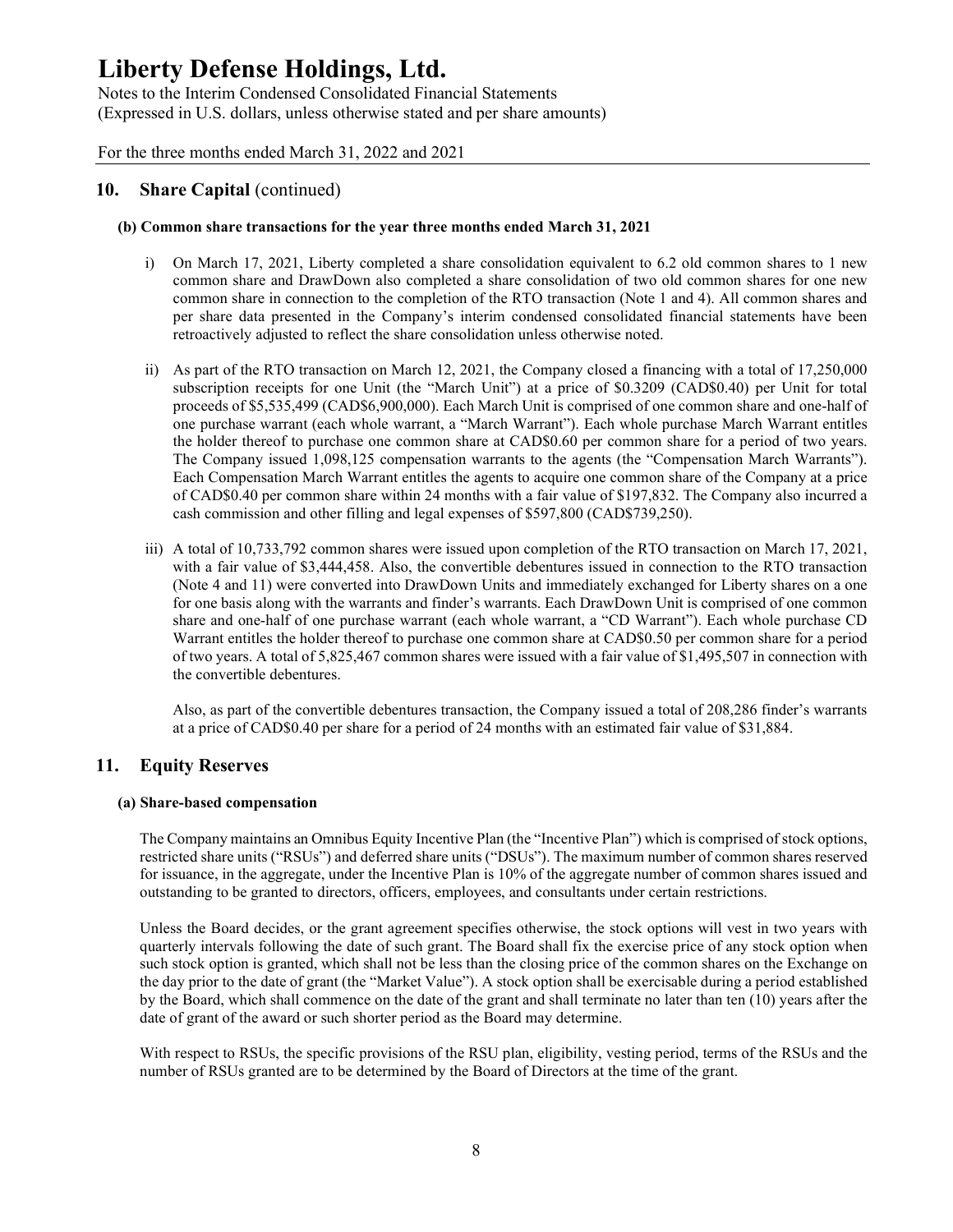## 10. Share Capital (continued)

### (b) Common share transactions for the year three months ended March 31, 2021

i) On March 17, 2021, Liberty completed a share consolidation equivalent to 6.2 old common shares to 1 new common share and DrawDown also completed a share consolidation of two old common shares for one new common share in connection to the completion of the RTO transaction (Note 1 and 4). All common shares and per share data presented in the Company's interim condensed consolidated financial statements have been retroactively adjusted to reflect the share consolidation unless otherwise noted.

ii) As part of the RTO transaction on March 12, 2021, the Company closed a financing with a total of 17,250,000 subscription receipts for one Unit (the "March Unit") at a price of \$0.3209 (CAD\$0.40) per Unit for total proceeds of \$5,535,499 (CAD\$6,900,000). Each March Unit is comprised of one common share and one-half of one purchase warrant (each whole warrant, a "March Warrant"). Each whole purchase March Warrant entitles the holder thereof to purchase one common share at CAD\$0.60 per common share for a period of two years. The Company issued 1,098,125 compensation warrants to the agents (the "Compensation March Warrants"). Each Compensation March Warrant entitles the agents to acquire one common share of the Company at a price of CAD\$0.40 per common share within 24 months with a fair value of \$197,832. The Company also incurred a cash commission and other filling and legal expenses of \$597,800 (CAD\$739,250).

iii) A total of 10,733,792 common shares were issued upon completion of the RTO transaction on March 17, 2021, with a fair value of \$3,444,458. Also, the convertible debentures issued in connection to the RTO transaction (Note 4 and 11) were converted into DrawDown Units and immediately exchanged for Liberty shares on a one for one basis along with the warrants and finder's warrants. Each DrawDown Unit is comprised of one common share and one-half of one purchase warrant (each whole warrant, a "CD Warrant"). Each whole purchase CD Warrant entitles the holder thereof to purchase one common share at CAD\$0.50 per common share for a period of two years. A total of 5,825,467 common shares were issued with a fair value of \$1,495,507 in connection with the convertible debentures.

Also, as part of the convertible debentures transaction, the Company issued a total of 208,286 finder's warrants at a price of CAD\$0.40 per share for a period of 24 months with an estimated fair value of \$31,884.

## 11. Equity Reserves

### (a) Share-based compensation

The Company maintains an Omnibus Equity Incentive Plan (the "Incentive Plan") which is comprised of stock options, restricted share units ("RSUs") and deferred share units ("DSUs"). The maximum number of common shares reserved for issuance, in the aggregate, under the Incentive Plan is 10% of the aggregate number of common shares issued and outstanding to be granted to directors, officers, employees, and consultants under certain restrictions.

Unless the Board decides, or the grant agreement specifies otherwise, the stock options will vest in two years with quarterly intervals following the date of such grant. The Board shall fix the exercise price of any stock option when such stock option is granted, which shall not be less than the closing price of the common shares on the Exchange on the day prior to the date of grant (the "Market Value"). A stock option shall be exercisable during a period established by the Board, which shall commence on the date of the grant and shall terminate no later than ten (10) years after the date of grant of the award or such shorter period as the Board may determine.

With respect to RSUs, the specific provisions of the RSU plan, eligibility, vesting period, terms of the RSUs and the number of RSUs granted are to be determined by the Board of Directors at the time of the grant.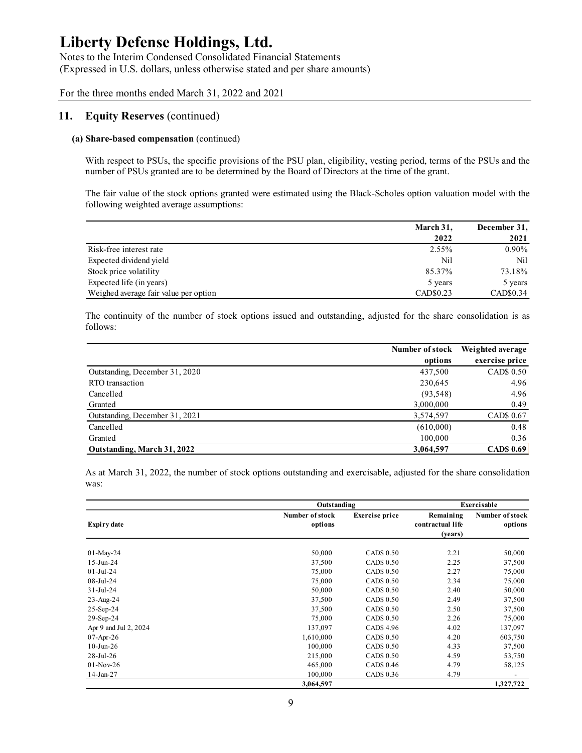# Liberty Defense Holdings, Ltd.

Notes to the Interim Condensed Consolidated Financial Statements
(Expressed in U.S. dollars, unless otherwise stated and per share amounts)

For the three months ended March 31, 2022 and 2021

## 11. Equity Reserves (continued)

### (a) Share-based compensation (continued)

With respect to PSUs, the specific provisions of the PSU plan, eligibility, vesting period, terms of the PSUs and the number of PSUs granted are to be determined by the Board of Directors at the time of the grant.

The fair value of the stock options granted were estimated using the Black-Scholes option valuation model with the following weighted average assumptions:

| | March 31, 2022 | December 31, 2021 |
|---|---|---|
| Risk-free interest rate | 2.55% | 0.90% |
| Expected dividend yield | Nil | Nil |
| Stock price volatility | 85.37% | 73.18% |
| Expected life (in years) | 5 years | 5 years |
| Weighed average fair value per option | CAD$0.23 | CAD$0.34 |

The continuity of the number of stock options issued and outstanding, adjusted for the share consolidation is as follows:

| | Number of stock options | Weighted average exercise price |
|---|---|---|
| Outstanding, December 31, 2020 | 437,500 | CAD$ 0.50 |
| RTO transaction | 230,645 | 4.96 |
| Cancelled | (93,548) | 4.96 |
| Granted | 3,000,000 | 0.49 |
| Outstanding, December 31, 2021 | 3,574,597 | CAD$ 0.67 |
| Cancelled | (610,000) | 0.48 |
| Granted | 100,000 | 0.36 |
| **Outstanding, March 31, 2022** | **3,064,597** | **CAD$ 0.69** |

As at March 31, 2022, the number of stock options outstanding and exercisable, adjusted for the share consolidation was:

| | Outstanding | | | Exercisable |
|---|---|---|---|---|
| Expiry date | Number of stock options | Exercise price | Remaining contractual life (years) | Number of stock options |
| 01-May-24 | 50,000 | CAD$ 0.50 | 2.21 | 50,000 |
| 15-Jun-24 | 37,500 | CAD$ 0.50 | 2.25 | 37,500 |
| 01-Jul-24 | 75,000 | CAD$ 0.50 | 2.27 | 75,000 |
| 08-Jul-24 | 75,000 | CAD$ 0.50 | 2.34 | 75,000 |
| 31-Jul-24 | 50,000 | CAD$ 0.50 | 2.40 | 50,000 |
| 23-Aug-24 | 37,500 | CAD$ 0.50 | 2.49 | 37,500 |
| 25-Sep-24 | 37,500 | CAD$ 0.50 | 2.50 | 37,500 |
| 29-Sep-24 | 75,000 | CAD$ 0.50 | 2.26 | 75,000 |
| Apr 9 and Jul 2, 2024 | 137,097 | CAD$ 4.96 | 4.02 | 137,097 |
| 07-Apr-26 | 1,610,000 | CAD$ 0.50 | 4.20 | 603,750 |
| 10-Jun-26 | 100,000 | CAD$ 0.50 | 4.33 | 37,500 |
| 28-Jul-26 | 215,000 | CAD$ 0.50 | 4.59 | 53,750 |
| 01-Nov-26 | 465,000 | CAD$ 0.46 | 4.79 | 58,125 |
| 14-Jan-27 | 100,000 | CAD$ 0.36 | 4.79 | - |
| | **3,064,597** | | | **1,327,722** |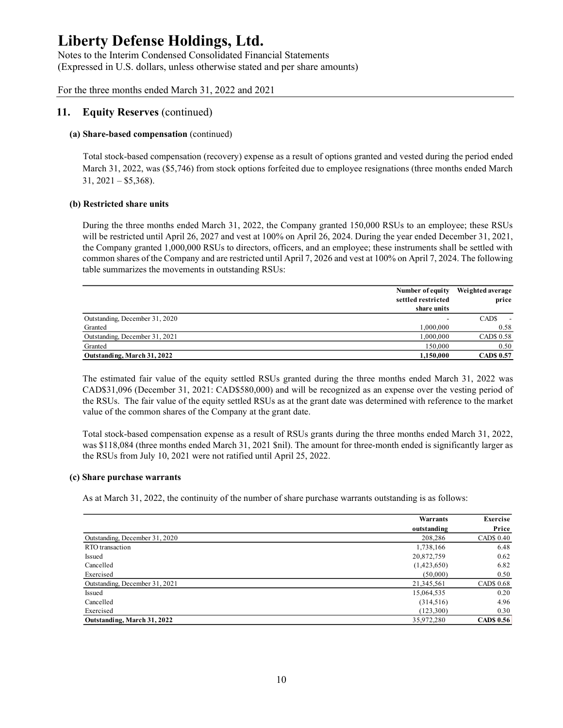# Liberty Defense Holdings, Ltd.

Notes to the Interim Condensed Consolidated Financial Statements
(Expressed in U.S. dollars, unless otherwise stated and per share amounts)

For the three months ended March 31, 2022 and 2021

## 11. Equity Reserves (continued)

### (a) Share-based compensation (continued)

Total stock-based compensation (recovery) expense as a result of options granted and vested during the period ended March 31, 2022, was ($5,746) from stock options forfeited due to employee resignations (three months ended March 31, 2021 – $5,368).

### (b) Restricted share units

During the three months ended March 31, 2022, the Company granted 150,000 RSUs to an employee; these RSUs will be restricted until April 26, 2027 and vest at 100% on April 26, 2024. During the year ended December 31, 2021, the Company granted 1,000,000 RSUs to directors, officers, and an employee; these instruments shall be settled with common shares of the Company and are restricted until April 7, 2026 and vest at 100% on April 7, 2024. The following table summarizes the movements in outstanding RSUs:

| | Number of equity settled restricted share units | Weighted average price |
|---|---|---|
| Outstanding, December 31, 2020 | - | CAD$ - |
| Granted | 1,000,000 | 0.58 |
| Outstanding, December 31, 2021 | 1,000,000 | CAD$ 0.58 |
| Granted | 150,000 | 0.50 |
| **Outstanding, March 31, 2022** | **1,150,000** | **CAD$ 0.57** |

The estimated fair value of the equity settled RSUs granted during the three months ended March 31, 2022 was CAD$31,096 (December 31, 2021: CAD$580,000) and will be recognized as an expense over the vesting period of the RSUs. The fair value of the equity settled RSUs as at the grant date was determined with reference to the market value of the common shares of the Company at the grant date.

Total stock-based compensation expense as a result of RSUs grants during the three months ended March 31, 2022, was $118,084 (three months ended March 31, 2021 $nil). The amount for three-month ended is significantly larger as the RSUs from July 10, 2021 were not ratified until April 25, 2022.

### (c) Share purchase warrants

As at March 31, 2022, the continuity of the number of share purchase warrants outstanding is as follows:

| | Warrants outstanding | Exercise Price |
|---|---|---|
| Outstanding, December 31, 2020 | 208,286 | CAD$ 0.40 |
| RTO transaction | 1,738,166 | 6.48 |
| Issued | 20,872,759 | 0.62 |
| Cancelled | (1,423,650) | 6.82 |
| Exercised | (50,000) | 0.50 |
| Outstanding, December 31, 2021 | 21,345,561 | CAD$ 0.68 |
| Issued | 15,064,535 | 0.20 |
| Cancelled | (314,516) | 4.96 |
| Exercised | (123,300) | 0.30 |
| **Outstanding, March 31, 2022** | 35,972,280 | **CAD$ 0.56** |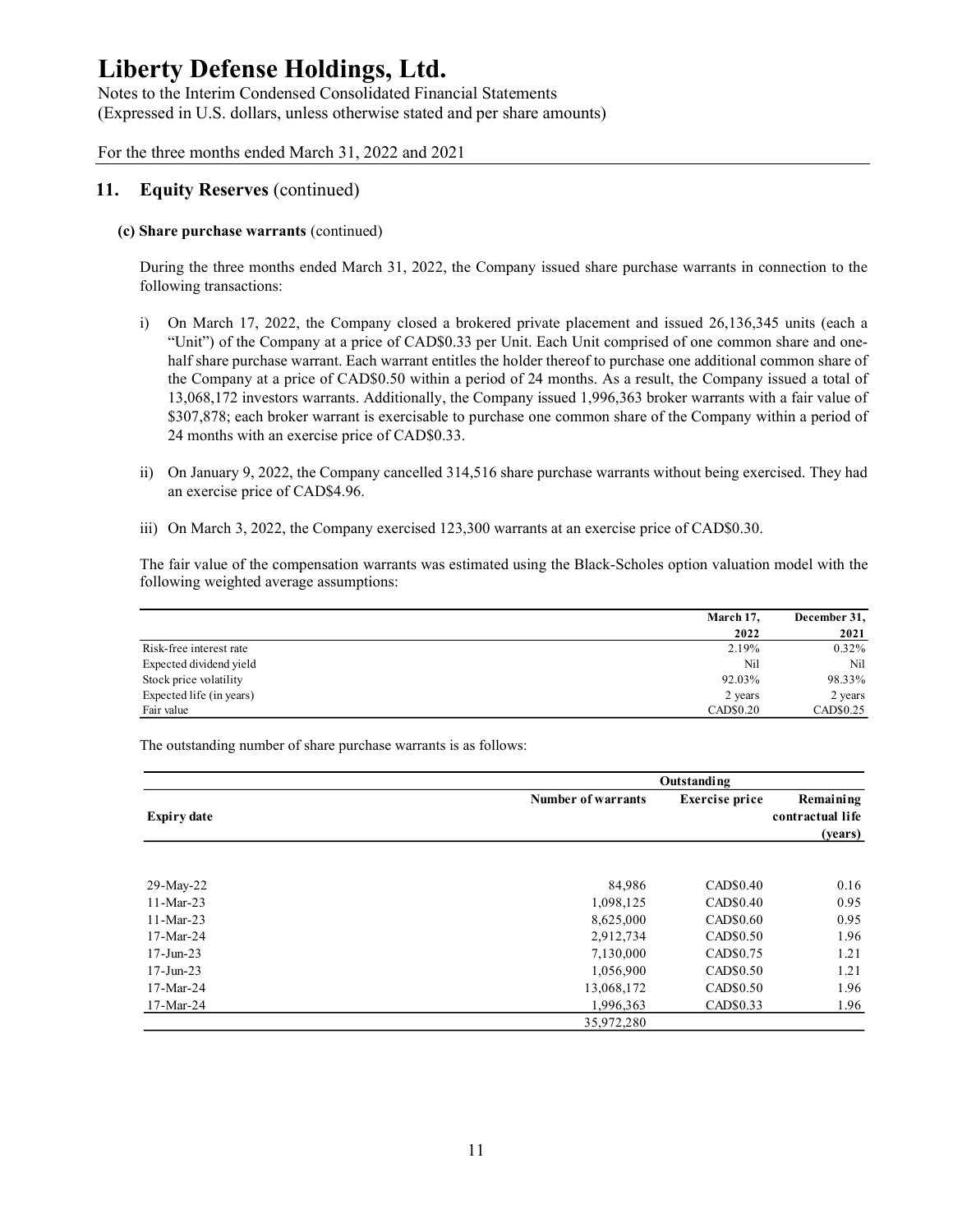# Liberty Defense Holdings, Ltd.

Notes to the Interim Condensed Consolidated Financial Statements
(Expressed in U.S. dollars, unless otherwise stated and per share amounts)

For the three months ended March 31, 2022 and 2021

## 11. Equity Reserves (continued)

### (c) Share purchase warrants (continued)

During the three months ended March 31, 2022, the Company issued share purchase warrants in connection to the following transactions:

i) On March 17, 2022, the Company closed a brokered private placement and issued 26,136,345 units (each a "Unit") of the Company at a price of CAD$0.33 per Unit. Each Unit comprised of one common share and one-half share purchase warrant. Each warrant entitles the holder thereof to purchase one additional common share of the Company at a price of CAD$0.50 within a period of 24 months. As a result, the Company issued a total of 13,068,172 investors warrants. Additionally, the Company issued 1,996,363 broker warrants with a fair value of $307,878; each broker warrant is exercisable to purchase one common share of the Company within a period of 24 months with an exercise price of CAD$0.33.

ii) On January 9, 2022, the Company cancelled 314,516 share purchase warrants without being exercised. They had an exercise price of CAD$4.96.

iii) On March 3, 2022, the Company exercised 123,300 warrants at an exercise price of CAD$0.30.

The fair value of the compensation warrants was estimated using the Black-Scholes option valuation model with the following weighted average assumptions:

| | March 17, 2022 | December 31, 2021 |
|---|---|---|
| Risk-free interest rate | 2.19% | 0.32% |
| Expected dividend yield | Nil | Nil |
| Stock price volatility | 92.03% | 98.33% |
| Expected life (in years) | 2 years | 2 years |
| Fair value | CAD$0.20 | CAD$0.25 |

The outstanding number of share purchase warrants is as follows:

| | Outstanding | | |
|---|---|---|---|
| Expiry date | Number of warrants | Exercise price | Remaining contractual life (years) |
| 29-May-22 | 84,986 | CAD$0.40 | 0.16 |
| 11-Mar-23 | 1,098,125 | CAD$0.40 | 0.95 |
| 11-Mar-23 | 8,625,000 | CAD$0.60 | 0.95 |
| 17-Mar-24 | 2,912,734 | CAD$0.50 | 1.96 |
| 17-Jun-23 | 7,130,000 | CAD$0.75 | 1.21 |
| 17-Jun-23 | 1,056,900 | CAD$0.50 | 1.21 |
| 17-Mar-24 | 13,068,172 | CAD$0.50 | 1.96 |
| 17-Mar-24 | 1,996,363 | CAD$0.33 | 1.96 |
| | 35,972,280 | | |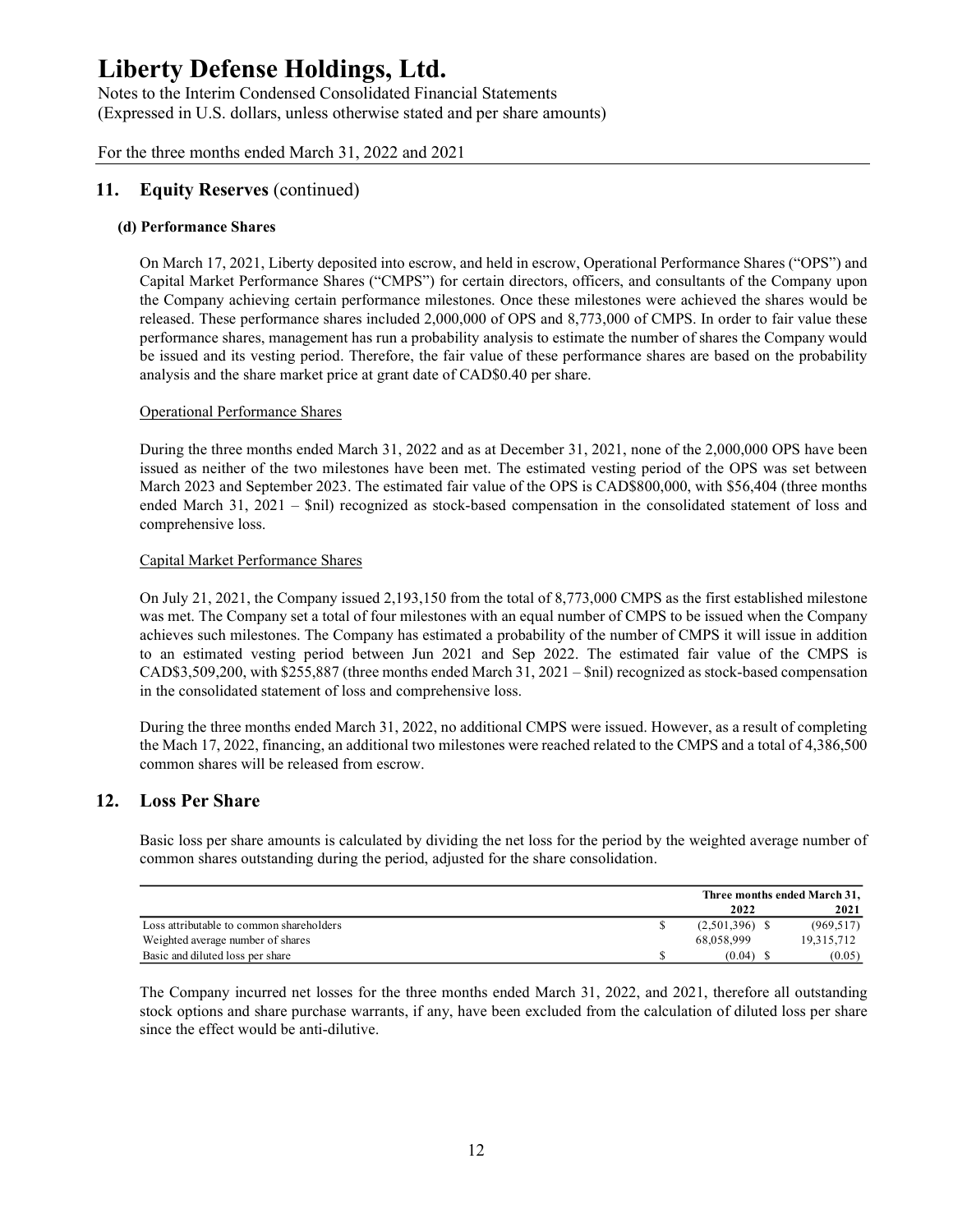# Liberty Defense Holdings, Ltd.

Notes to the Interim Condensed Consolidated Financial Statements
(Expressed in U.S. dollars, unless otherwise stated and per share amounts)

For the three months ended March 31, 2022 and 2021

## 11. Equity Reserves (continued)

### (d) Performance Shares

On March 17, 2021, Liberty deposited into escrow, and held in escrow, Operational Performance Shares ("OPS") and Capital Market Performance Shares ("CMPS") for certain directors, officers, and consultants of the Company upon the Company achieving certain performance milestones. Once these milestones were achieved the shares would be released. These performance shares included 2,000,000 of OPS and 8,773,000 of CMPS. In order to fair value these performance shares, management has run a probability analysis to estimate the number of shares the Company would be issued and its vesting period. Therefore, the fair value of these performance shares are based on the probability analysis and the share market price at grant date of CAD$0.40 per share.

Operational Performance Shares

During the three months ended March 31, 2022 and as at December 31, 2021, none of the 2,000,000 OPS have been issued as neither of the two milestones have been met. The estimated vesting period of the OPS was set between March 2023 and September 2023. The estimated fair value of the OPS is CAD$800,000, with $56,404 (three months ended March 31, 2021 – $nil) recognized as stock-based compensation in the consolidated statement of loss and comprehensive loss.

Capital Market Performance Shares

On July 21, 2021, the Company issued 2,193,150 from the total of 8,773,000 CMPS as the first established milestone was met. The Company set a total of four milestones with an equal number of CMPS to be issued when the Company achieves such milestones. The Company has estimated a probability of the number of CMPS it will issue in addition to an estimated vesting period between Jun 2021 and Sep 2022. The estimated fair value of the CMPS is CAD$3,509,200, with $255,887 (three months ended March 31, 2021 – $nil) recognized as stock-based compensation in the consolidated statement of loss and comprehensive loss.

During the three months ended March 31, 2022, no additional CMPS were issued. However, as a result of completing the Mach 17, 2022, financing, an additional two milestones were reached related to the CMPS and a total of 4,386,500 common shares will be released from escrow.

## 12. Loss Per Share

Basic loss per share amounts is calculated by dividing the net loss for the period by the weighted average number of common shares outstanding during the period, adjusted for the share consolidation.

| | Three months ended March 31, 2022 | 2021 |
|---|---|---|
| Loss attributable to common shareholders | $ (2,501,396) | $ (969,517) |
| Weighted average number of shares | 68,058,999 | 19,315,712 |
| Basic and diluted loss per share | $ (0.04) | $ (0.05) |

The Company incurred net losses for the three months ended March 31, 2022, and 2021, therefore all outstanding stock options and share purchase warrants, if any, have been excluded from the calculation of diluted loss per share since the effect would be anti-dilutive.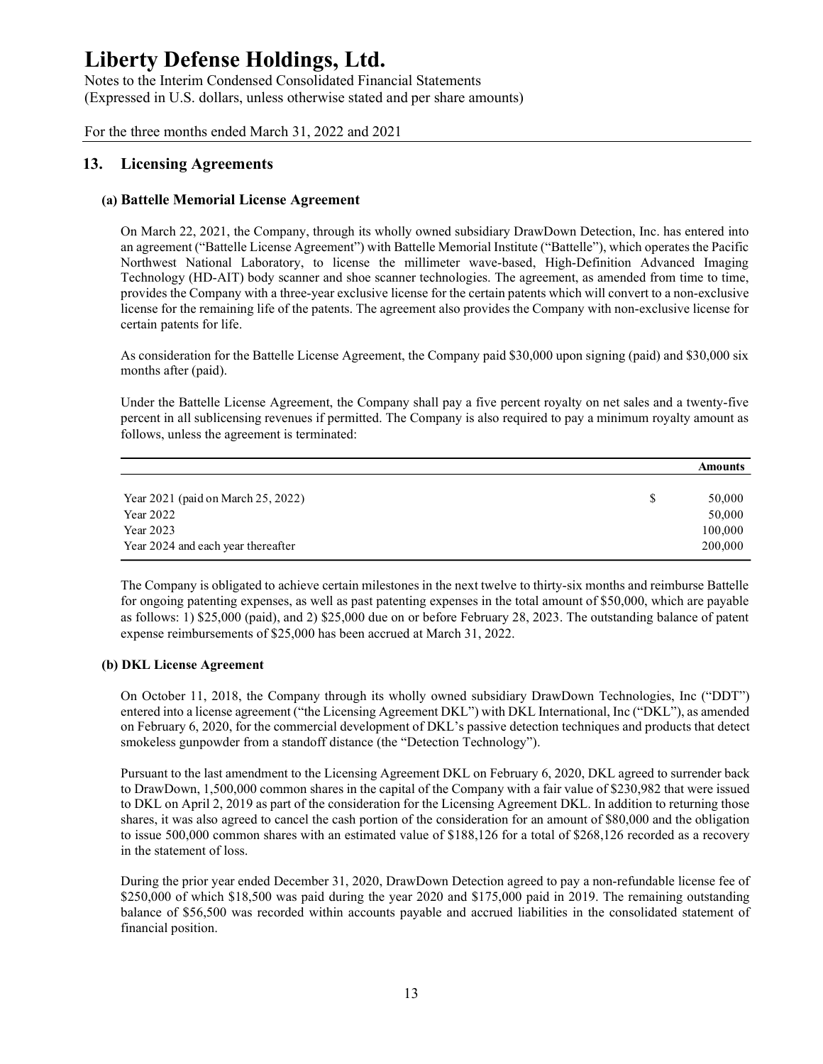# Liberty Defense Holdings, Ltd.

Notes to the Interim Condensed Consolidated Financial Statements
(Expressed in U.S. dollars, unless otherwise stated and per share amounts)

For the three months ended March 31, 2022 and 2021

## 13. Licensing Agreements

### (a) Battelle Memorial License Agreement

On March 22, 2021, the Company, through its wholly owned subsidiary DrawDown Detection, Inc. has entered into an agreement ("Battelle License Agreement") with Battelle Memorial Institute ("Battelle"), which operates the Pacific Northwest National Laboratory, to license the millimeter wave-based, High-Definition Advanced Imaging Technology (HD-AIT) body scanner and shoe scanner technologies. The agreement, as amended from time to time, provides the Company with a three-year exclusive license for the certain patents which will convert to a non-exclusive license for the remaining life of the patents. The agreement also provides the Company with non-exclusive license for certain patents for life.

As consideration for the Battelle License Agreement, the Company paid $30,000 upon signing (paid) and $30,000 six months after (paid).

Under the Battelle License Agreement, the Company shall pay a five percent royalty on net sales and a twenty-five percent in all sublicensing revenues if permitted. The Company is also required to pay a minimum royalty amount as follows, unless the agreement is terminated:

| | | Amounts |
|---|---|---|
| Year 2021 (paid on March 25, 2022) | $ | 50,000 |
| Year 2022 | | 50,000 |
| Year 2023 | | 100,000 |
| Year 2024 and each year thereafter | | 200,000 |

The Company is obligated to achieve certain milestones in the next twelve to thirty-six months and reimburse Battelle for ongoing patenting expenses, as well as past patenting expenses in the total amount of $50,000, which are payable as follows: 1) $25,000 (paid), and 2) $25,000 due on or before February 28, 2023. The outstanding balance of patent expense reimbursements of $25,000 has been accrued at March 31, 2022.

### (b) DKL License Agreement

On October 11, 2018, the Company through its wholly owned subsidiary DrawDown Technologies, Inc ("DDT") entered into a license agreement ("the Licensing Agreement DKL") with DKL International, Inc ("DKL"), as amended on February 6, 2020, for the commercial development of DKL's passive detection techniques and products that detect smokeless gunpowder from a standoff distance (the "Detection Technology").

Pursuant to the last amendment to the Licensing Agreement DKL on February 6, 2020, DKL agreed to surrender back to DrawDown, 1,500,000 common shares in the capital of the Company with a fair value of $230,982 that were issued to DKL on April 2, 2019 as part of the consideration for the Licensing Agreement DKL. In addition to returning those shares, it was also agreed to cancel the cash portion of the consideration for an amount of $80,000 and the obligation to issue 500,000 common shares with an estimated value of $188,126 for a total of $268,126 recorded as a recovery in the statement of loss.

During the prior year ended December 31, 2020, DrawDown Detection agreed to pay a non-refundable license fee of $250,000 of which $18,500 was paid during the year 2020 and $175,000 paid in 2019. The remaining outstanding balance of $56,500 was recorded within accounts payable and accrued liabilities in the consolidated statement of financial position.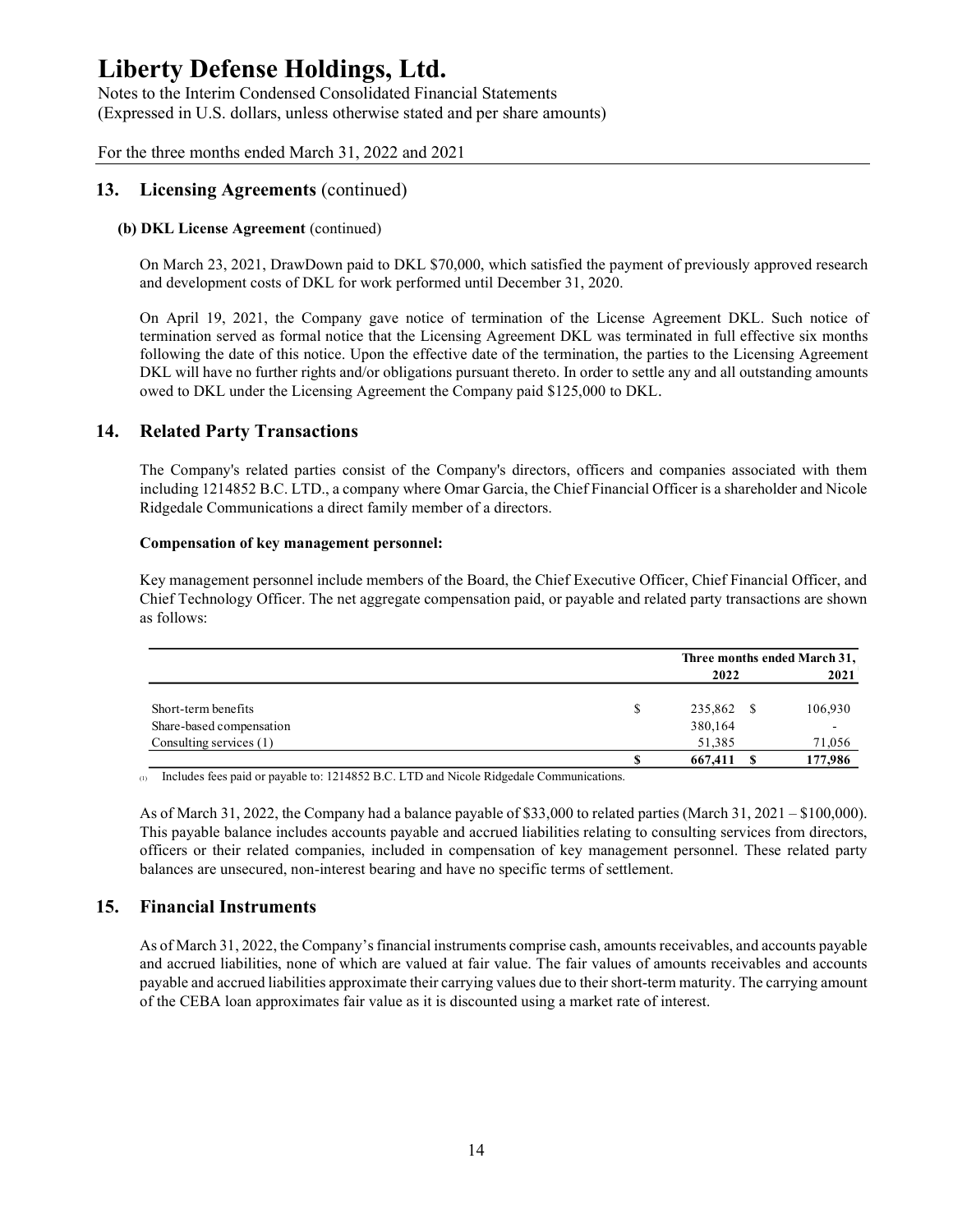## 13. Licensing Agreements (continued)

**(b) DKL License Agreement** (continued)

On March 23, 2021, DrawDown paid to DKL $70,000, which satisfied the payment of previously approved research and development costs of DKL for work performed until December 31, 2020.

On April 19, 2021, the Company gave notice of termination of the License Agreement DKL. Such notice of termination served as formal notice that the Licensing Agreement DKL was terminated in full effective six months following the date of this notice. Upon the effective date of the termination, the parties to the Licensing Agreement DKL will have no further rights and/or obligations pursuant thereto. In order to settle any and all outstanding amounts owed to DKL under the Licensing Agreement the Company paid $125,000 to DKL.

## 14. Related Party Transactions

The Company's related parties consist of the Company's directors, officers and companies associated with them including 1214852 B.C. LTD., a company where Omar Garcia, the Chief Financial Officer is a shareholder and Nicole Ridgedale Communications a direct family member of a directors.

**Compensation of key management personnel:**

Key management personnel include members of the Board, the Chief Executive Officer, Chief Financial Officer, and Chief Technology Officer. The net aggregate compensation paid, or payable and related party transactions are shown as follows:

| | Three months ended March 31, | |
|---|---|---|
| | 2022 | 2021 |
| Short-term benefits | $ 235,862 | $ 106,930 |
| Share-based compensation | 380,164 | - |
| Consulting services (1) | 51,385 | 71,056 |
| | **$ 667,411** | **$ 177,986** |

(1) Includes fees paid or payable to: 1214852 B.C. LTD and Nicole Ridgedale Communications.

As of March 31, 2022, the Company had a balance payable of $33,000 to related parties (March 31, 2021 – $100,000). This payable balance includes accounts payable and accrued liabilities relating to consulting services from directors, officers or their related companies, included in compensation of key management personnel. These related party balances are unsecured, non-interest bearing and have no specific terms of settlement.

## 15. Financial Instruments

As of March 31, 2022, the Company's financial instruments comprise cash, amounts receivables, and accounts payable and accrued liabilities, none of which are valued at fair value. The fair values of amounts receivables and accounts payable and accrued liabilities approximate their carrying values due to their short-term maturity. The carrying amount of the CEBA loan approximates fair value as it is discounted using a market rate of interest.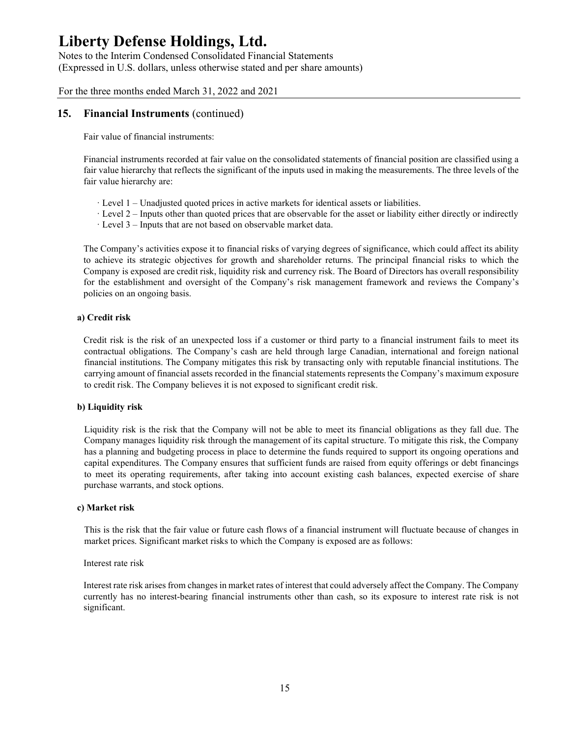## 15. Financial Instruments (continued)

Fair value of financial instruments:

Financial instruments recorded at fair value on the consolidated statements of financial position are classified using a fair value hierarchy that reflects the significant of the inputs used in making the measurements. The three levels of the fair value hierarchy are:

- Level 1 – Unadjusted quoted prices in active markets for identical assets or liabilities.
- Level 2 – Inputs other than quoted prices that are observable for the asset or liability either directly or indirectly
- Level 3 – Inputs that are not based on observable market data.

The Company's activities expose it to financial risks of varying degrees of significance, which could affect its ability to achieve its strategic objectives for growth and shareholder returns. The principal financial risks to which the Company is exposed are credit risk, liquidity risk and currency risk. The Board of Directors has overall responsibility for the establishment and oversight of the Company's risk management framework and reviews the Company's policies on an ongoing basis.

**a) Credit risk**

Credit risk is the risk of an unexpected loss if a customer or third party to a financial instrument fails to meet its contractual obligations. The Company's cash are held through large Canadian, international and foreign national financial institutions. The Company mitigates this risk by transacting only with reputable financial institutions. The carrying amount of financial assets recorded in the financial statements represents the Company's maximum exposure to credit risk. The Company believes it is not exposed to significant credit risk.

**b) Liquidity risk**

Liquidity risk is the risk that the Company will not be able to meet its financial obligations as they fall due. The Company manages liquidity risk through the management of its capital structure. To mitigate this risk, the Company has a planning and budgeting process in place to determine the funds required to support its ongoing operations and capital expenditures. The Company ensures that sufficient funds are raised from equity offerings or debt financings to meet its operating requirements, after taking into account existing cash balances, expected exercise of share purchase warrants, and stock options.

**c) Market risk**

This is the risk that the fair value or future cash flows of a financial instrument will fluctuate because of changes in market prices. Significant market risks to which the Company is exposed are as follows:

Interest rate risk

Interest rate risk arises from changes in market rates of interest that could adversely affect the Company. The Company currently has no interest-bearing financial instruments other than cash, so its exposure to interest rate risk is not significant.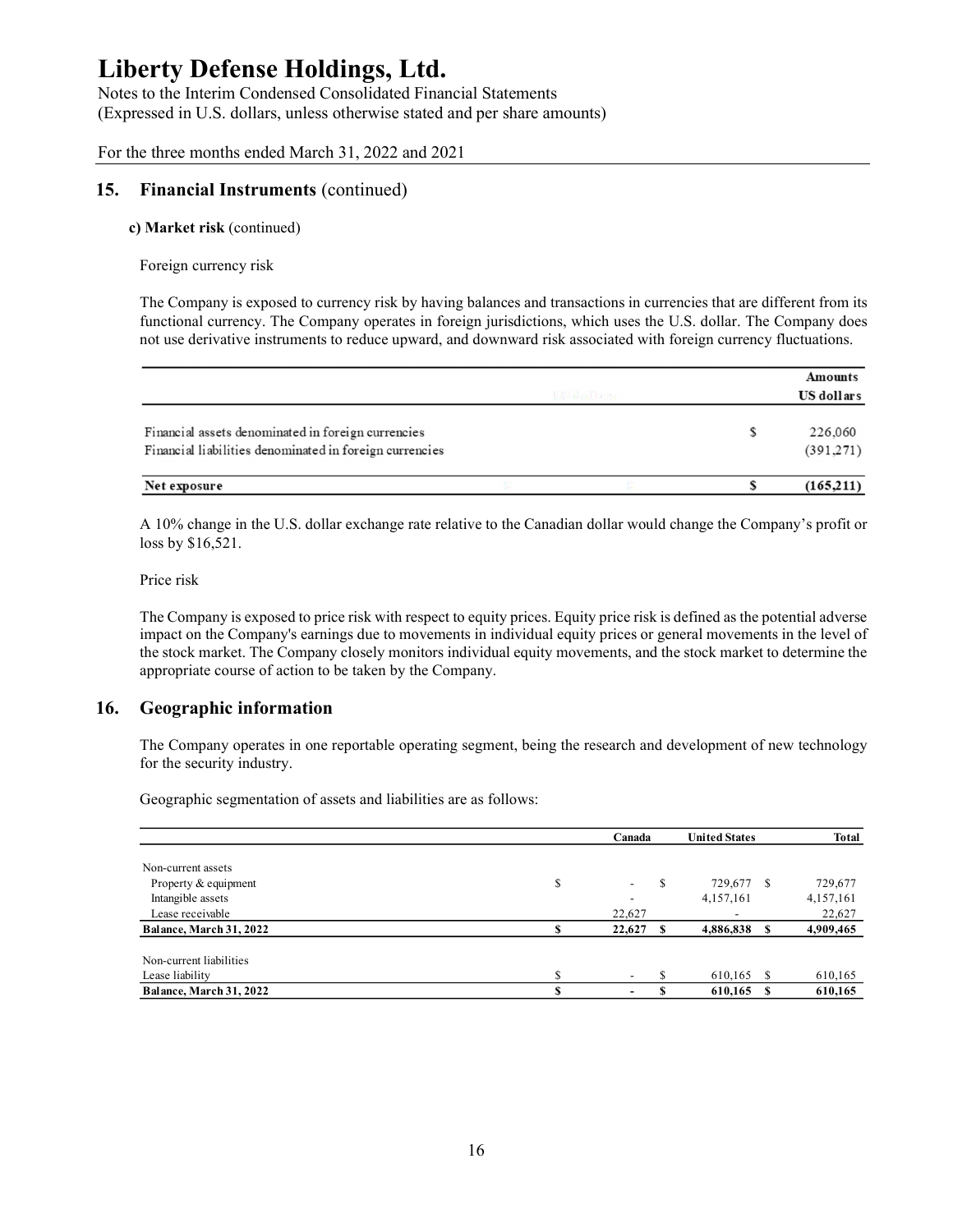# Liberty Defense Holdings, Ltd.

Notes to the Interim Condensed Consolidated Financial Statements
(Expressed in U.S. dollars, unless otherwise stated and per share amounts)

For the three months ended March 31, 2022 and 2021

## 15. Financial Instruments (continued)

**c) Market risk** (continued)

Foreign currency risk

The Company is exposed to currency risk by having balances and transactions in currencies that are different from its functional currency. The Company operates in foreign jurisdictions, which uses the U.S. dollar. The Company does not use derivative instruments to reduce upward, and downward risk associated with foreign currency fluctuations.

| | | Amounts US dollars |
|---|---|---|
| Financial assets denominated in foreign currencies | $ | 226,060 |
| Financial liabilities denominated in foreign currencies | | (391,271) |
| **Net exposure** | **$** | **(165,211)** |

A 10% change in the U.S. dollar exchange rate relative to the Canadian dollar would change the Company's profit or loss by $16,521.

Price risk

The Company is exposed to price risk with respect to equity prices. Equity price risk is defined as the potential adverse impact on the Company's earnings due to movements in individual equity prices or general movements in the level of the stock market. The Company closely monitors individual equity movements, and the stock market to determine the appropriate course of action to be taken by the Company.

## 16. Geographic information

The Company operates in one reportable operating segment, being the research and development of new technology for the security industry.

Geographic segmentation of assets and liabilities are as follows:

| | | Canada | | United States | | Total |
|---|---|---|---|---|---|---|
| Non-current assets | | | | | | |
| Property & equipment | $ | - | $ | 729,677 | $ | 729,677 |
| Intangible assets | | - | | 4,157,161 | | 4,157,161 |
| Lease receivable | | 22,627 | | - | | 22,627 |
| **Balance, March 31, 2022** | **$** | **22,627** | **$** | **4,886,838** | **$** | **4,909,465** |
| Non-current liabilities | | | | | | |
| Lease liability | $ | - | $ | 610,165 | $ | 610,165 |
| **Balance, March 31, 2022** | **$** | **-** | **$** | **610,165** | **$** | **610,165** |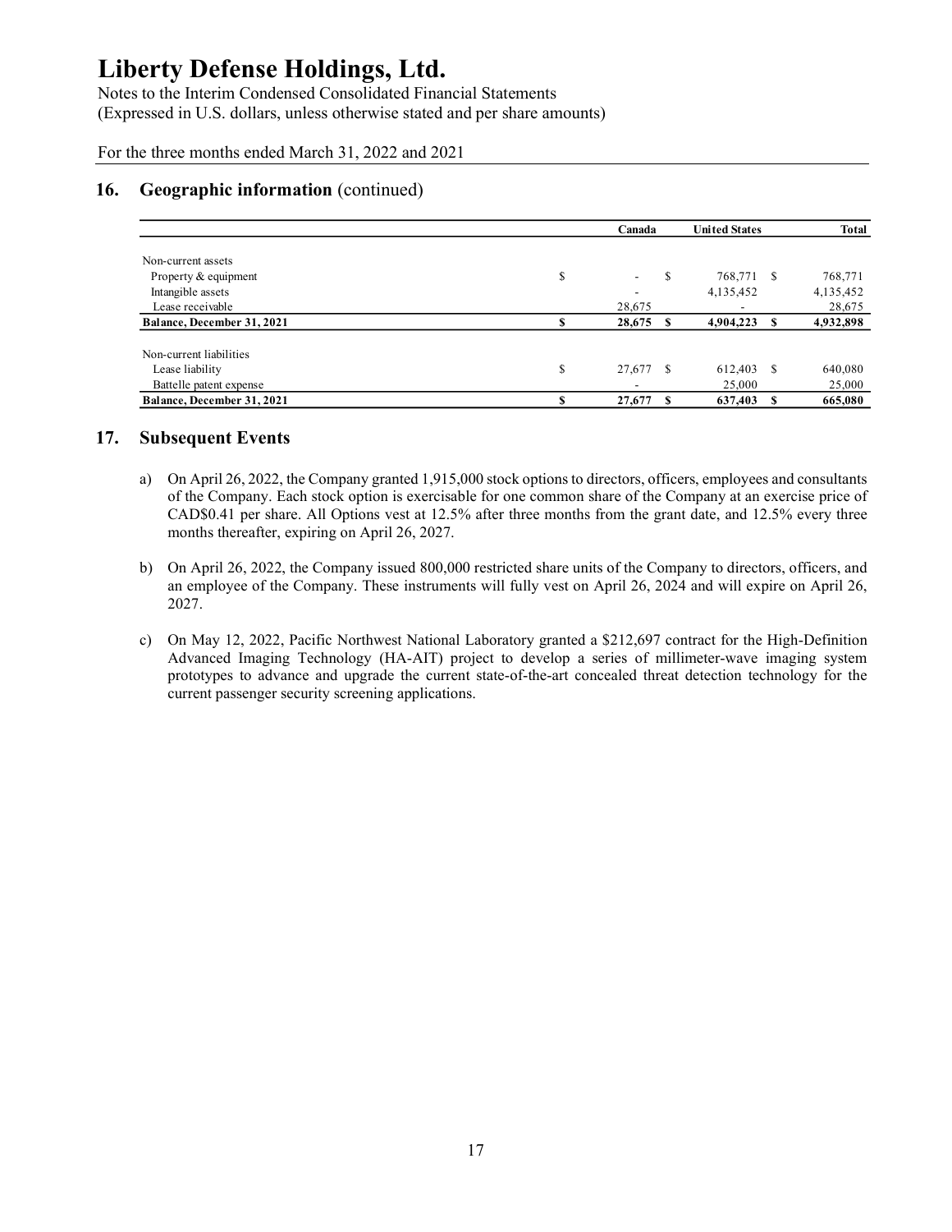# Liberty Defense Holdings, Ltd.

Notes to the Interim Condensed Consolidated Financial Statements
(Expressed in U.S. dollars, unless otherwise stated and per share amounts)

For the three months ended March 31, 2022 and 2021

## 16. Geographic information (continued)

| | Canada | United States | Total |
|---|---|---|---|
| Non-current assets | | | |
| Property & equipment | $ - | $ 768,771 | $ 768,771 |
| Intangible assets | - | 4,135,452 | 4,135,452 |
| Lease receivable | 28,675 | - | 28,675 |
| **Balance, December 31, 2021** | **$ 28,675** | **$ 4,904,223** | **$ 4,932,898** |
| Non-current liabilities | | | |
| Lease liability | $ 27,677 | $ 612,403 | $ 640,080 |
| Battelle patent expense | - | 25,000 | 25,000 |
| **Balance, December 31, 2021** | **$ 27,677** | **$ 637,403** | **$ 665,080** |

## 17. Subsequent Events

a) On April 26, 2022, the Company granted 1,915,000 stock options to directors, officers, employees and consultants of the Company. Each stock option is exercisable for one common share of the Company at an exercise price of CAD$0.41 per share. All Options vest at 12.5% after three months from the grant date, and 12.5% every three months thereafter, expiring on April 26, 2027.

b) On April 26, 2022, the Company issued 800,000 restricted share units of the Company to directors, officers, and an employee of the Company. These instruments will fully vest on April 26, 2024 and will expire on April 26, 2027.

c) On May 12, 2022, Pacific Northwest National Laboratory granted a $212,697 contract for the High-Definition Advanced Imaging Technology (HA-AIT) project to develop a series of millimeter-wave imaging system prototypes to advance and upgrade the current state-of-the-art concealed threat detection technology for the current passenger security screening applications.